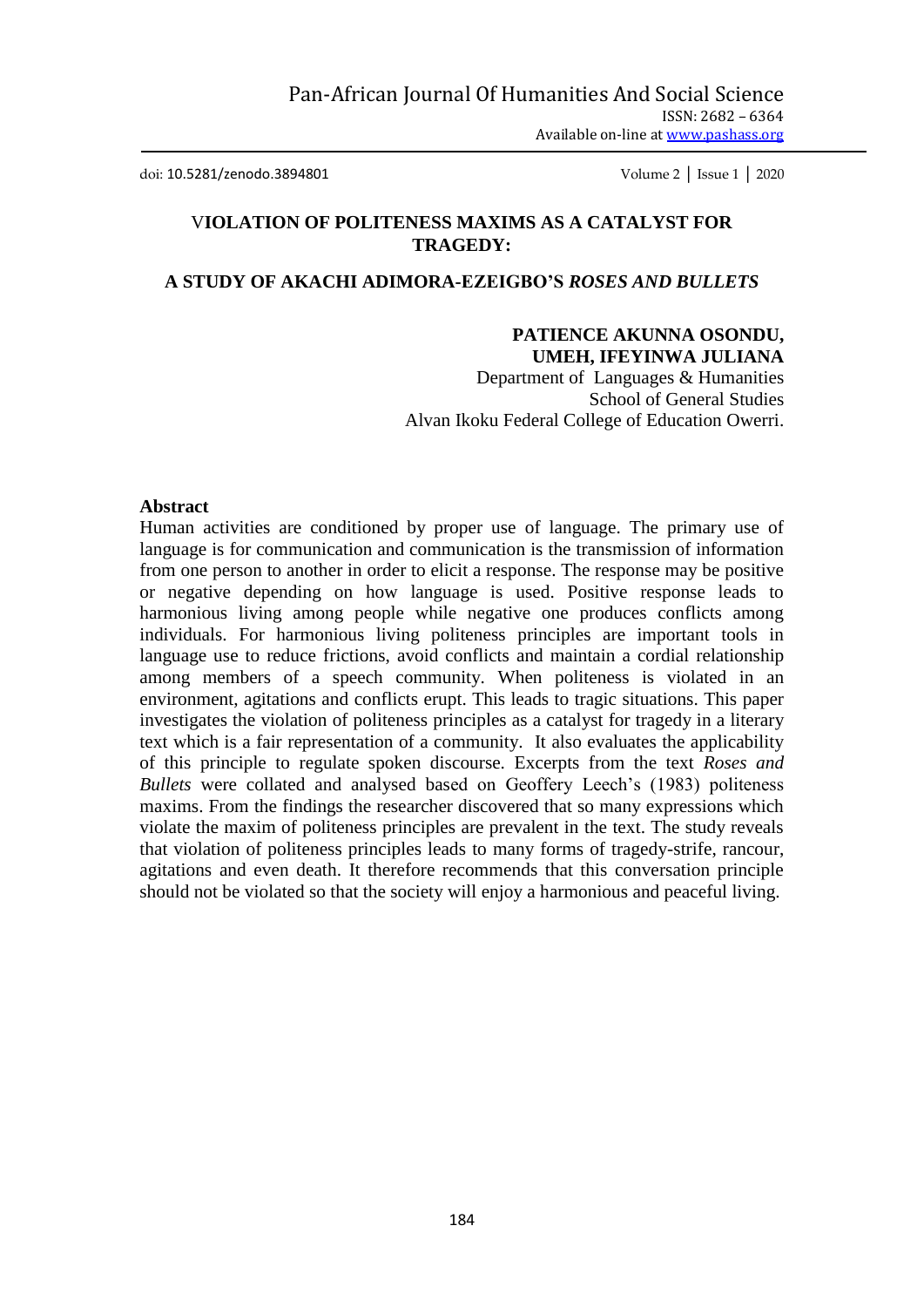# VIOLATION OF POLITENESS MAXIMS AS A CATALYST FOR TRAGEDY:

## A STUDY OF AKACHI ADIMORA-EZEIGBO'S *ROSES AND BULLETS*

**PATIENCE AKUNNA OSONDU,**
**UMEH, IFEYINWA JULIANA**
Department of Languages & Humanities
School of General Studies
Alvan Ikoku Federal College of Education Owerri.

### Abstract

Human activities are conditioned by proper use of language. The primary use of language is for communication and communication is the transmission of information from one person to another in order to elicit a response. The response may be positive or negative depending on how language is used. Positive response leads to harmonious living among people while negative one produces conflicts among individuals. For harmonious living politeness principles are important tools in language use to reduce frictions, avoid conflicts and maintain a cordial relationship among members of a speech community. When politeness is violated in an environment, agitations and conflicts erupt. This leads to tragic situations. This paper investigates the violation of politeness principles as a catalyst for tragedy in a literary text which is a fair representation of a community. It also evaluates the applicability of this principle to regulate spoken discourse. Excerpts from the text *Roses and Bullets* were collated and analysed based on Geoffery Leech's (1983) politeness maxims. From the findings the researcher discovered that so many expressions which violate the maxim of politeness principles are prevalent in the text. The study reveals that violation of politeness principles leads to many forms of tragedy-strife, rancour, agitations and even death. It therefore recommends that this conversation principle should not be violated so that the society will enjoy a harmonious and peaceful living.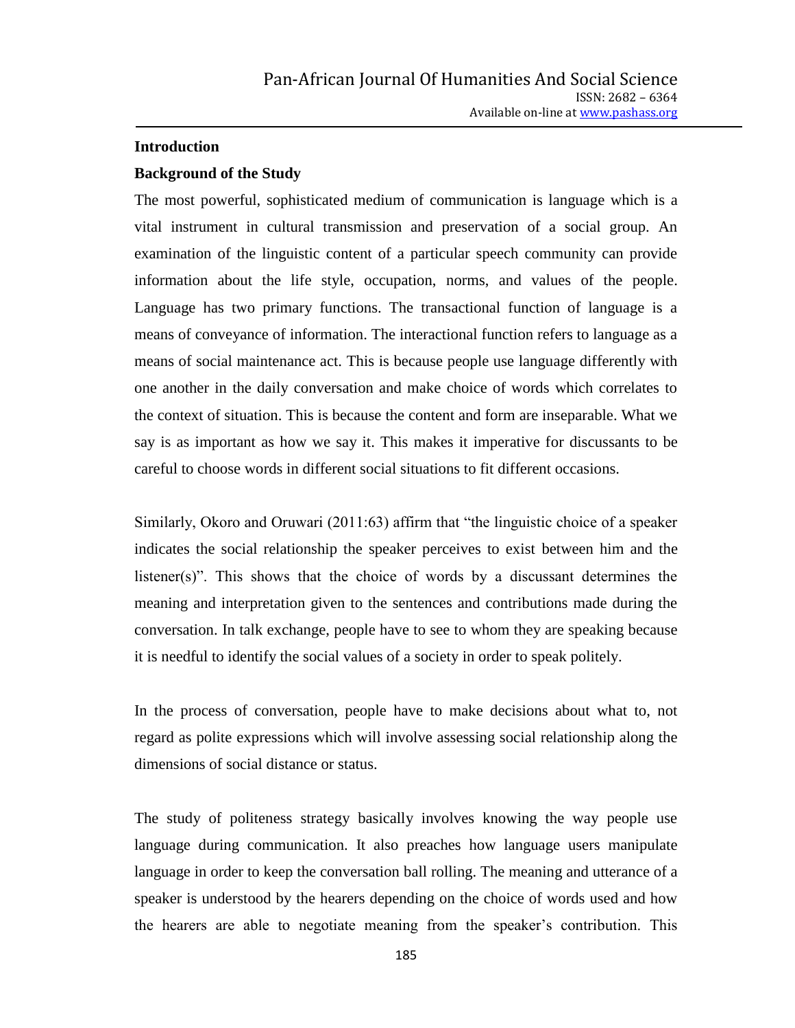## Introduction

### Background of the Study

The most powerful, sophisticated medium of communication is language which is a vital instrument in cultural transmission and preservation of a social group. An examination of the linguistic content of a particular speech community can provide information about the life style, occupation, norms, and values of the people. Language has two primary functions. The transactional function of language is a means of conveyance of information. The interactional function refers to language as a means of social maintenance act. This is because people use language differently with one another in the daily conversation and make choice of words which correlates to the context of situation. This is because the content and form are inseparable. What we say is as important as how we say it. This makes it imperative for discussants to be careful to choose words in different social situations to fit different occasions.

Similarly, Okoro and Oruwari (2011:63) affirm that "the linguistic choice of a speaker indicates the social relationship the speaker perceives to exist between him and the listener(s)". This shows that the choice of words by a discussant determines the meaning and interpretation given to the sentences and contributions made during the conversation. In talk exchange, people have to see to whom they are speaking because it is needful to identify the social values of a society in order to speak politely.

In the process of conversation, people have to make decisions about what to, not regard as polite expressions which will involve assessing social relationship along the dimensions of social distance or status.

The study of politeness strategy basically involves knowing the way people use language during communication. It also preaches how language users manipulate language in order to keep the conversation ball rolling. The meaning and utterance of a speaker is understood by the hearers depending on the choice of words used and how the hearers are able to negotiate meaning from the speaker's contribution. This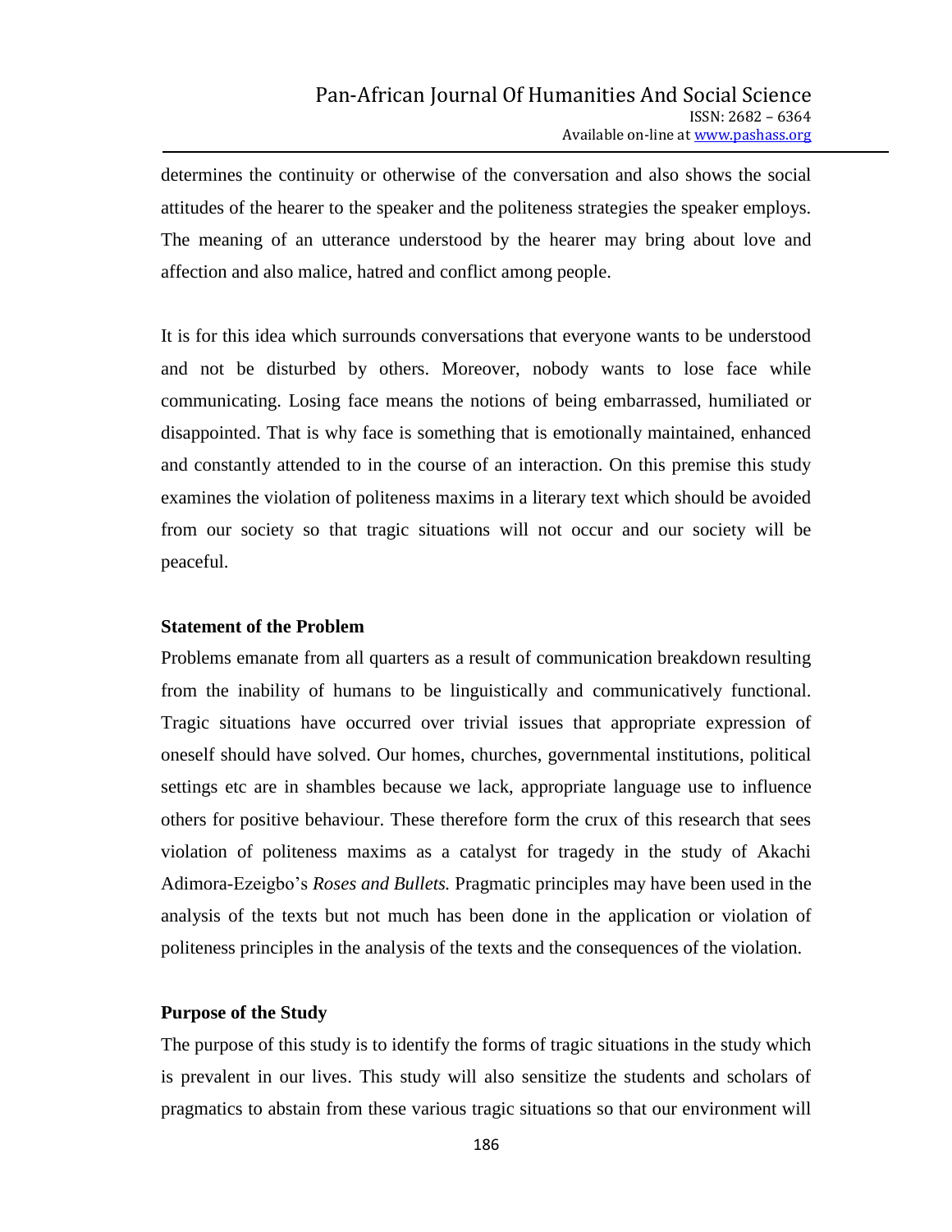determines the continuity or otherwise of the conversation and also shows the social attitudes of the hearer to the speaker and the politeness strategies the speaker employs. The meaning of an utterance understood by the hearer may bring about love and affection and also malice, hatred and conflict among people.

It is for this idea which surrounds conversations that everyone wants to be understood and not be disturbed by others. Moreover, nobody wants to lose face while communicating. Losing face means the notions of being embarrassed, humiliated or disappointed. That is why face is something that is emotionally maintained, enhanced and constantly attended to in the course of an interaction. On this premise this study examines the violation of politeness maxims in a literary text which should be avoided from our society so that tragic situations will not occur and our society will be peaceful.

**Statement of the Problem**

Problems emanate from all quarters as a result of communication breakdown resulting from the inability of humans to be linguistically and communicatively functional. Tragic situations have occurred over trivial issues that appropriate expression of oneself should have solved. Our homes, churches, governmental institutions, political settings etc are in shambles because we lack, appropriate language use to influence others for positive behaviour. These therefore form the crux of this research that sees violation of politeness maxims as a catalyst for tragedy in the study of Akachi Adimora-Ezeigbo's *Roses and Bullets.* Pragmatic principles may have been used in the analysis of the texts but not much has been done in the application or violation of politeness principles in the analysis of the texts and the consequences of the violation.

**Purpose of the Study**

The purpose of this study is to identify the forms of tragic situations in the study which is prevalent in our lives. This study will also sensitize the students and scholars of pragmatics to abstain from these various tragic situations so that our environment will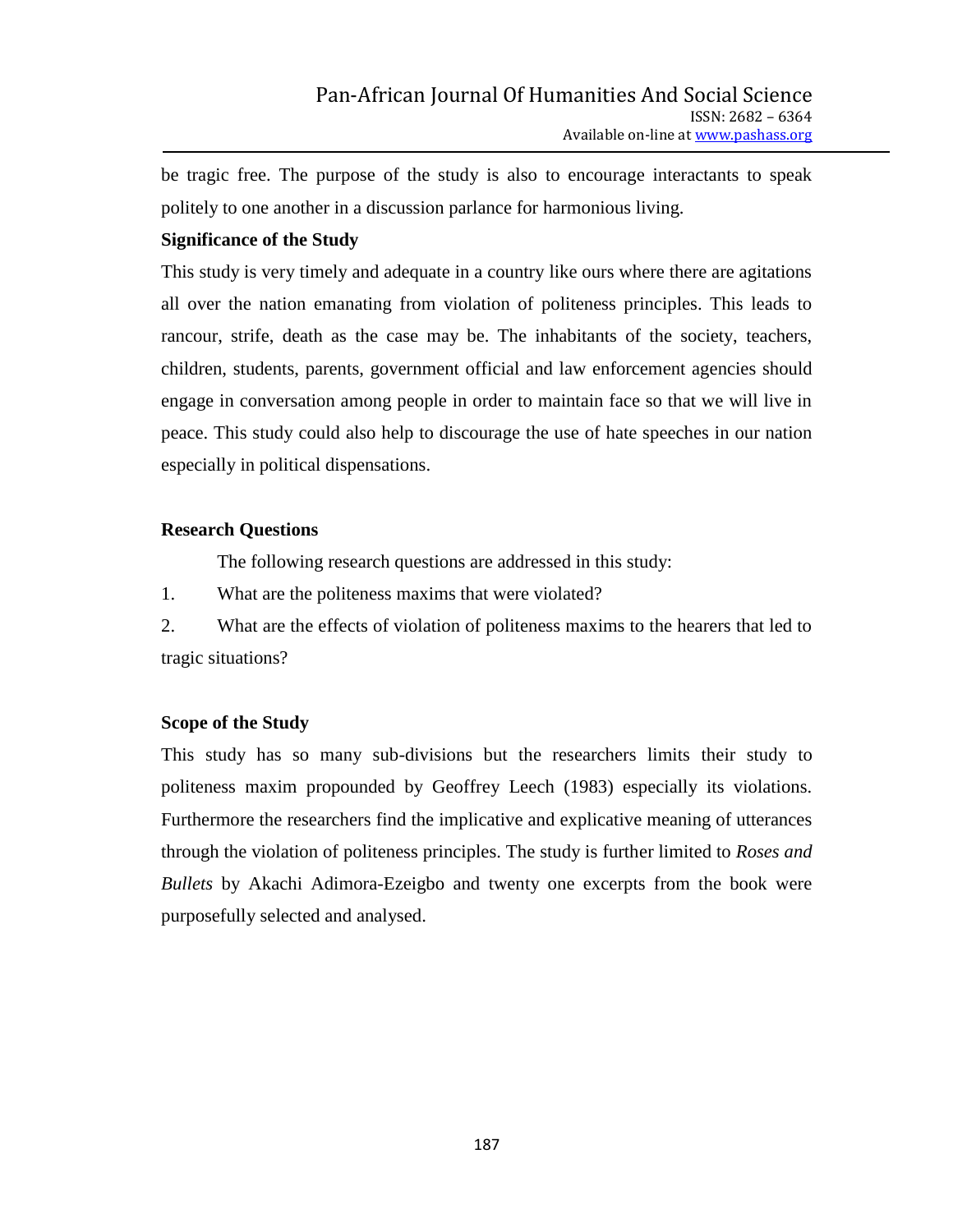be tragic free. The purpose of the study is also to encourage interactants to speak politely to one another in a discussion parlance for harmonious living.

**Significance of the Study**

This study is very timely and adequate in a country like ours where there are agitations all over the nation emanating from violation of politeness principles. This leads to rancour, strife, death as the case may be. The inhabitants of the society, teachers, children, students, parents, government official and law enforcement agencies should engage in conversation among people in order to maintain face so that we will live in peace. This study could also help to discourage the use of hate speeches in our nation especially in political dispensations.

**Research Questions**

The following research questions are addressed in this study:

1. What are the politeness maxims that were violated?
2. What are the effects of violation of politeness maxims to the hearers that led to tragic situations?

**Scope of the Study**

This study has so many sub-divisions but the researchers limits their study to politeness maxim propounded by Geoffrey Leech (1983) especially its violations. Furthermore the researchers find the implicative and explicative meaning of utterances through the violation of politeness principles. The study is further limited to *Roses and Bullets* by Akachi Adimora-Ezeigbo and twenty one excerpts from the book were purposefully selected and analysed.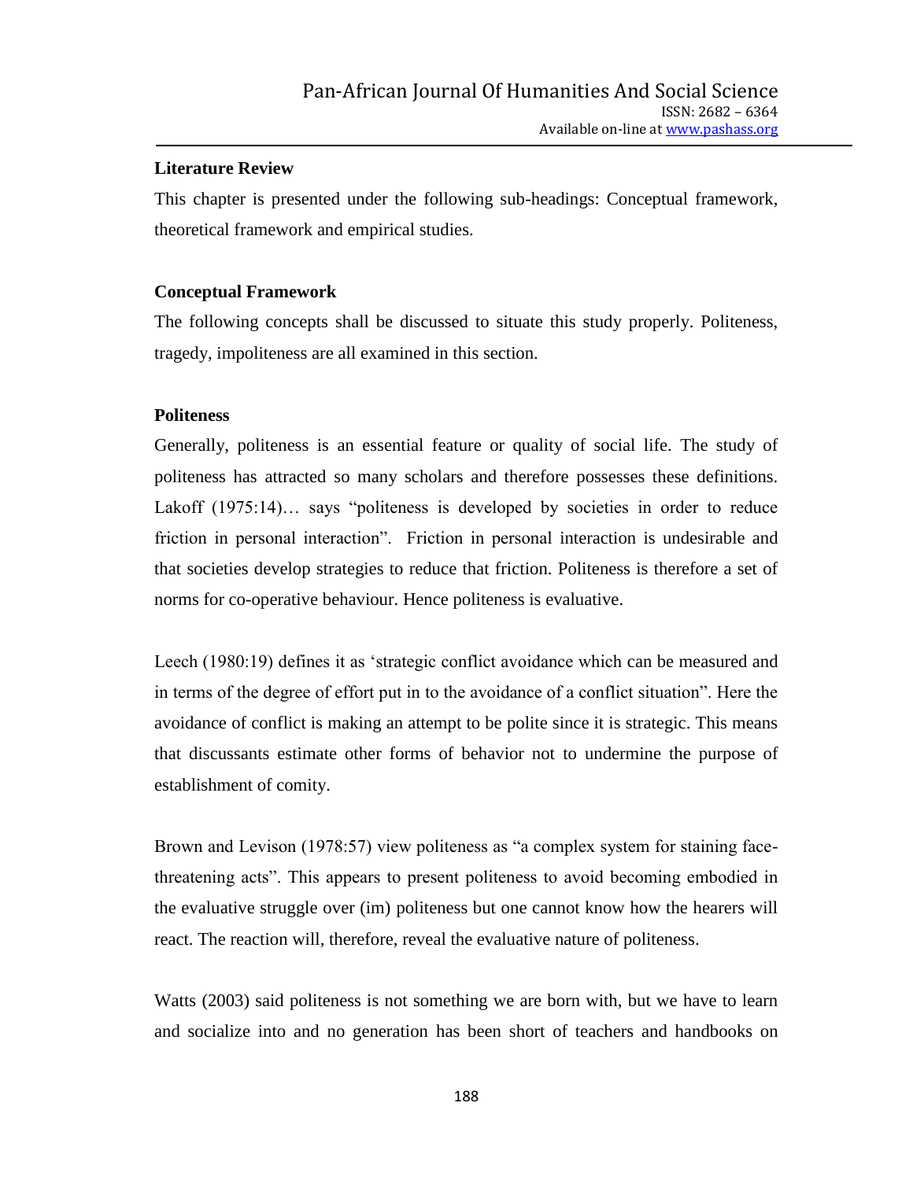### Literature Review

This chapter is presented under the following sub-headings: Conceptual framework, theoretical framework and empirical studies.

### Conceptual Framework

The following concepts shall be discussed to situate this study properly. Politeness, tragedy, impoliteness are all examined in this section.

### Politeness

Generally, politeness is an essential feature or quality of social life. The study of politeness has attracted so many scholars and therefore possesses these definitions. Lakoff (1975:14)… says "politeness is developed by societies in order to reduce friction in personal interaction". Friction in personal interaction is undesirable and that societies develop strategies to reduce that friction. Politeness is therefore a set of norms for co-operative behaviour. Hence politeness is evaluative.

Leech (1980:19) defines it as 'strategic conflict avoidance which can be measured and in terms of the degree of effort put in to the avoidance of a conflict situation". Here the avoidance of conflict is making an attempt to be polite since it is strategic. This means that discussants estimate other forms of behavior not to undermine the purpose of establishment of comity.

Brown and Levison (1978:57) view politeness as "a complex system for staining face-threatening acts". This appears to present politeness to avoid becoming embodied in the evaluative struggle over (im) politeness but one cannot know how the hearers will react. The reaction will, therefore, reveal the evaluative nature of politeness.

Watts (2003) said politeness is not something we are born with, but we have to learn and socialize into and no generation has been short of teachers and handbooks on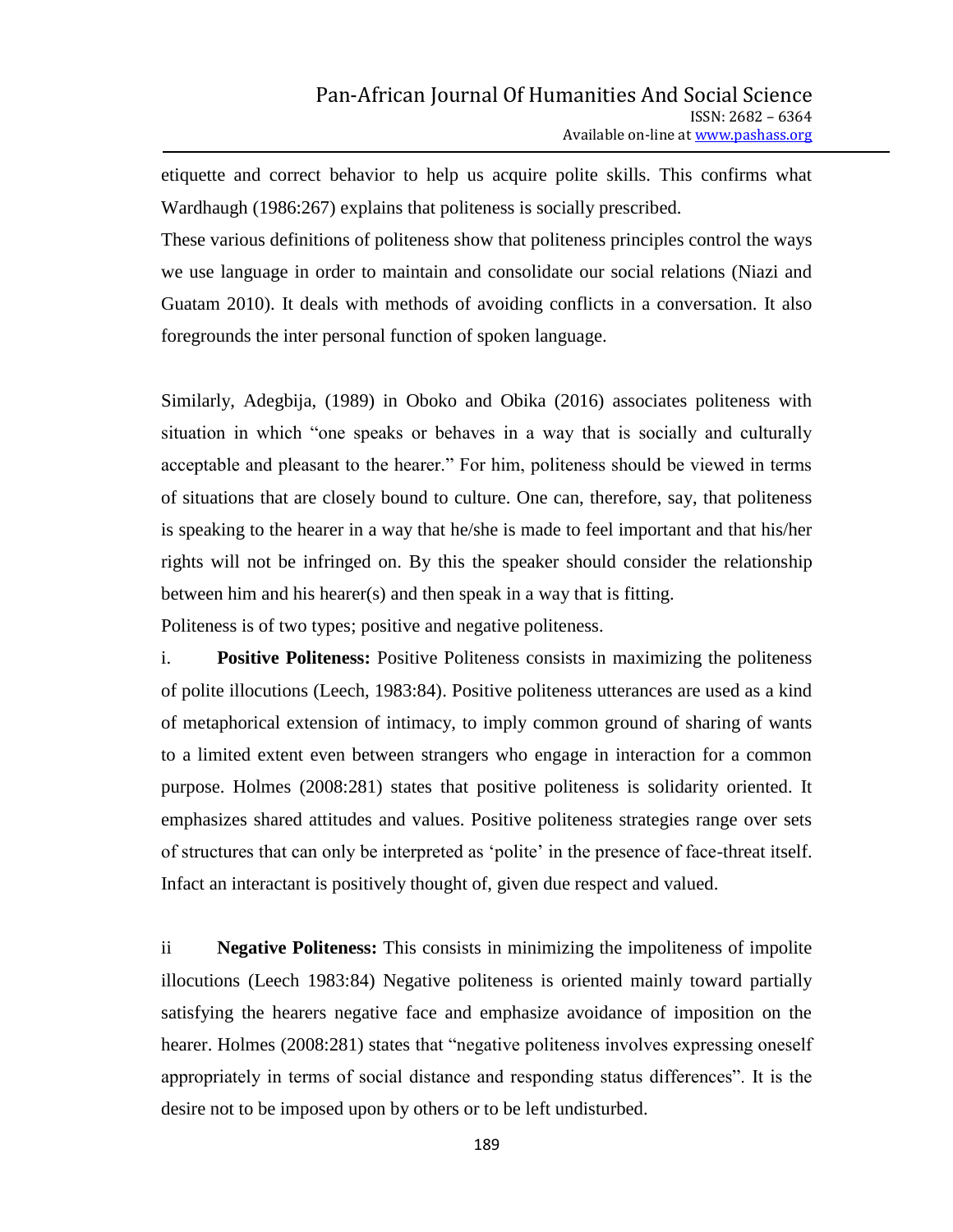etiquette and correct behavior to help us acquire polite skills. This confirms what Wardhaugh (1986:267) explains that politeness is socially prescribed.

These various definitions of politeness show that politeness principles control the ways we use language in order to maintain and consolidate our social relations (Niazi and Guatam 2010). It deals with methods of avoiding conflicts in a conversation. It also foregrounds the inter personal function of spoken language.

Similarly, Adegbija, (1989) in Oboko and Obika (2016) associates politeness with situation in which "one speaks or behaves in a way that is socially and culturally acceptable and pleasant to the hearer." For him, politeness should be viewed in terms of situations that are closely bound to culture. One can, therefore, say, that politeness is speaking to the hearer in a way that he/she is made to feel important and that his/her rights will not be infringed on. By this the speaker should consider the relationship between him and his hearer(s) and then speak in a way that is fitting.

Politeness is of two types; positive and negative politeness.

i. **Positive Politeness:** Positive Politeness consists in maximizing the politeness of polite illocutions (Leech, 1983:84). Positive politeness utterances are used as a kind of metaphorical extension of intimacy, to imply common ground of sharing of wants to a limited extent even between strangers who engage in interaction for a common purpose. Holmes (2008:281) states that positive politeness is solidarity oriented. It emphasizes shared attitudes and values. Positive politeness strategies range over sets of structures that can only be interpreted as 'polite' in the presence of face-threat itself. Infact an interactant is positively thought of, given due respect and valued.

ii **Negative Politeness:** This consists in minimizing the impoliteness of impolite illocutions (Leech 1983:84) Negative politeness is oriented mainly toward partially satisfying the hearers negative face and emphasize avoidance of imposition on the hearer. Holmes (2008:281) states that "negative politeness involves expressing oneself appropriately in terms of social distance and responding status differences". It is the desire not to be imposed upon by others or to be left undisturbed.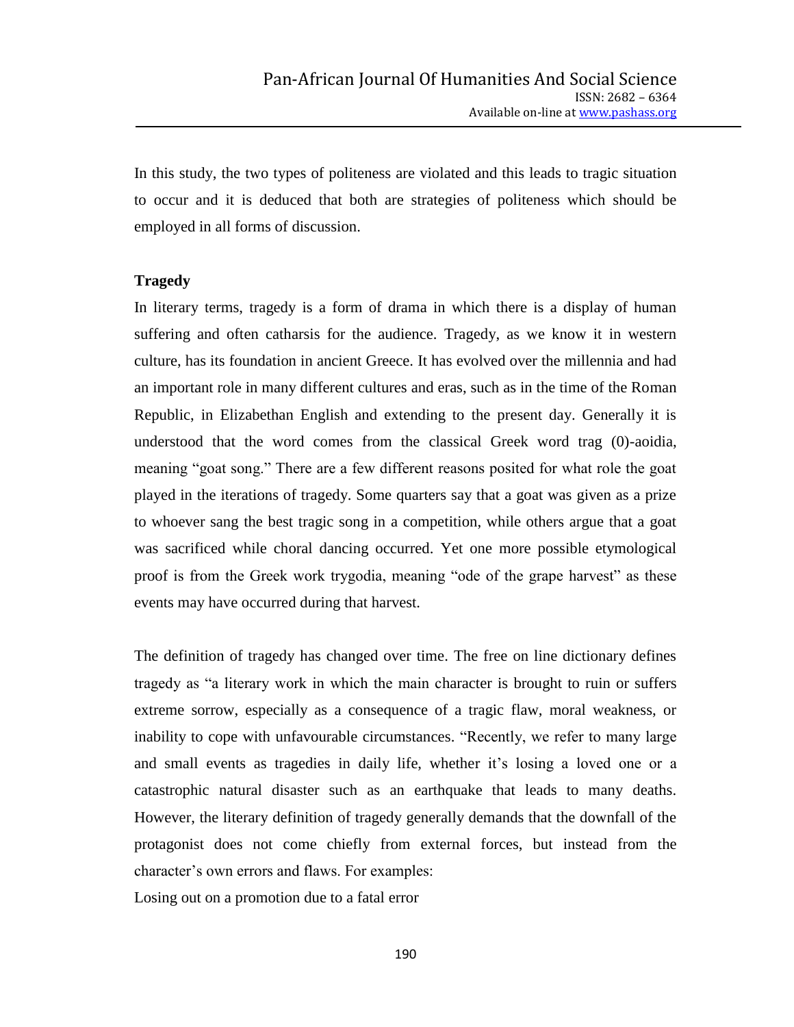In this study, the two types of politeness are violated and this leads to tragic situation to occur and it is deduced that both are strategies of politeness which should be employed in all forms of discussion.

**Tragedy**

In literary terms, tragedy is a form of drama in which there is a display of human suffering and often catharsis for the audience. Tragedy, as we know it in western culture, has its foundation in ancient Greece. It has evolved over the millennia and had an important role in many different cultures and eras, such as in the time of the Roman Republic, in Elizabethan English and extending to the present day. Generally it is understood that the word comes from the classical Greek word trag (0)-aoidia, meaning "goat song." There are a few different reasons posited for what role the goat played in the iterations of tragedy. Some quarters say that a goat was given as a prize to whoever sang the best tragic song in a competition, while others argue that a goat was sacrificed while choral dancing occurred. Yet one more possible etymological proof is from the Greek work trygodia, meaning "ode of the grape harvest" as these events may have occurred during that harvest.

The definition of tragedy has changed over time. The free on line dictionary defines tragedy as "a literary work in which the main character is brought to ruin or suffers extreme sorrow, especially as a consequence of a tragic flaw, moral weakness, or inability to cope with unfavourable circumstances. "Recently, we refer to many large and small events as tragedies in daily life, whether it's losing a loved one or a catastrophic natural disaster such as an earthquake that leads to many deaths. However, the literary definition of tragedy generally demands that the downfall of the protagonist does not come chiefly from external forces, but instead from the character's own errors and flaws. For examples:

Losing out on a promotion due to a fatal error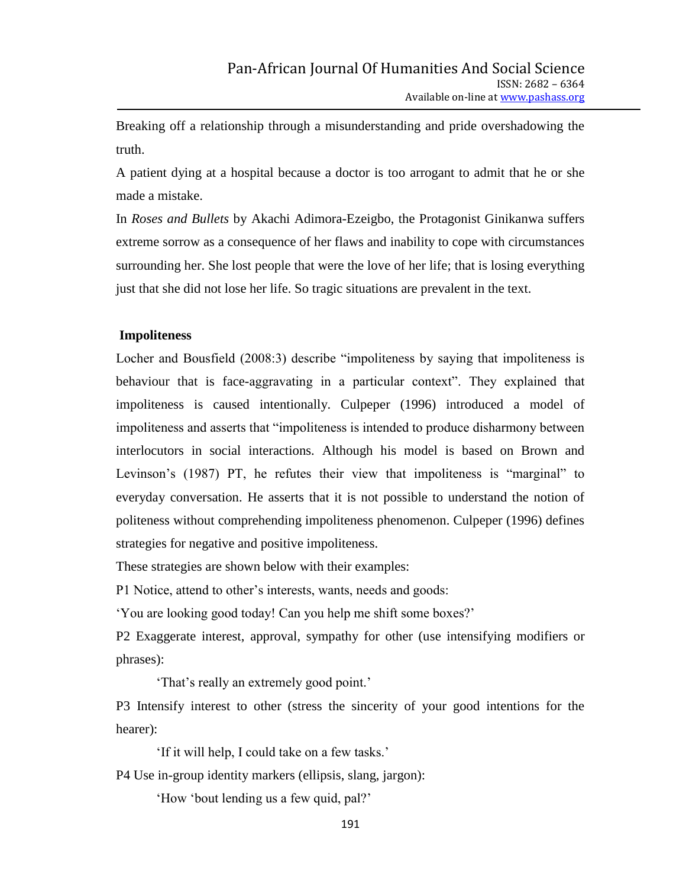Breaking off a relationship through a misunderstanding and pride overshadowing the truth.

A patient dying at a hospital because a doctor is too arrogant to admit that he or she made a mistake.

In *Roses and Bullets* by Akachi Adimora-Ezeigbo, the Protagonist Ginikanwa suffers extreme sorrow as a consequence of her flaws and inability to cope with circumstances surrounding her. She lost people that were the love of her life; that is losing everything just that she did not lose her life. So tragic situations are prevalent in the text.

**Impoliteness**

Locher and Bousfield (2008:3) describe "impoliteness by saying that impoliteness is behaviour that is face-aggravating in a particular context". They explained that impoliteness is caused intentionally. Culpeper (1996) introduced a model of impoliteness and asserts that "impoliteness is intended to produce disharmony between interlocutors in social interactions. Although his model is based on Brown and Levinson's (1987) PT, he refutes their view that impoliteness is "marginal" to everyday conversation. He asserts that it is not possible to understand the notion of politeness without comprehending impoliteness phenomenon. Culpeper (1996) defines strategies for negative and positive impoliteness.

These strategies are shown below with their examples:

P1 Notice, attend to other's interests, wants, needs and goods:

'You are looking good today! Can you help me shift some boxes?'

P2 Exaggerate interest, approval, sympathy for other (use intensifying modifiers or phrases):

'That's really an extremely good point.'

P3 Intensify interest to other (stress the sincerity of your good intentions for the hearer):

'If it will help, I could take on a few tasks.'

P4 Use in-group identity markers (ellipsis, slang, jargon):

'How 'bout lending us a few quid, pal?'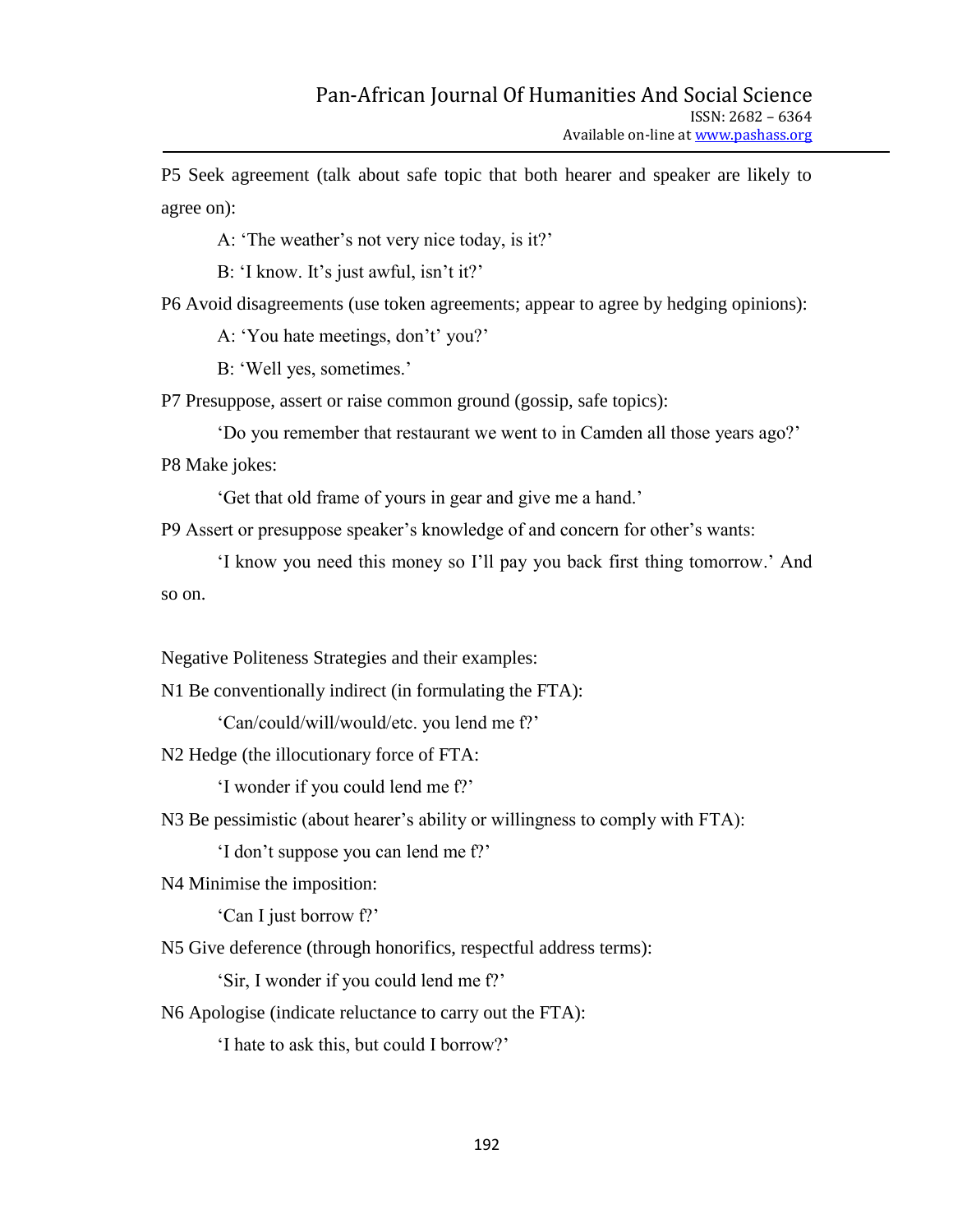P5 Seek agreement (talk about safe topic that both hearer and speaker are likely to agree on):

A: 'The weather's not very nice today, is it?'

B: 'I know. It's just awful, isn't it?'

P6 Avoid disagreements (use token agreements; appear to agree by hedging opinions):

A: 'You hate meetings, don't' you?'

B: 'Well yes, sometimes.'

P7 Presuppose, assert or raise common ground (gossip, safe topics):

'Do you remember that restaurant we went to in Camden all those years ago?'

P8 Make jokes:

'Get that old frame of yours in gear and give me a hand.'

P9 Assert or presuppose speaker's knowledge of and concern for other's wants:

'I know you need this money so I'll pay you back first thing tomorrow.' And so on.

Negative Politeness Strategies and their examples:

N1 Be conventionally indirect (in formulating the FTA):

'Can/could/will/would/etc. you lend me f?'

N2 Hedge (the illocutionary force of FTA:

'I wonder if you could lend me f?'

N3 Be pessimistic (about hearer's ability or willingness to comply with FTA):

'I don't suppose you can lend me f?'

N4 Minimise the imposition:

'Can I just borrow f?'

N5 Give deference (through honorifics, respectful address terms):

'Sir, I wonder if you could lend me f?'

N6 Apologise (indicate reluctance to carry out the FTA):

'I hate to ask this, but could I borrow?'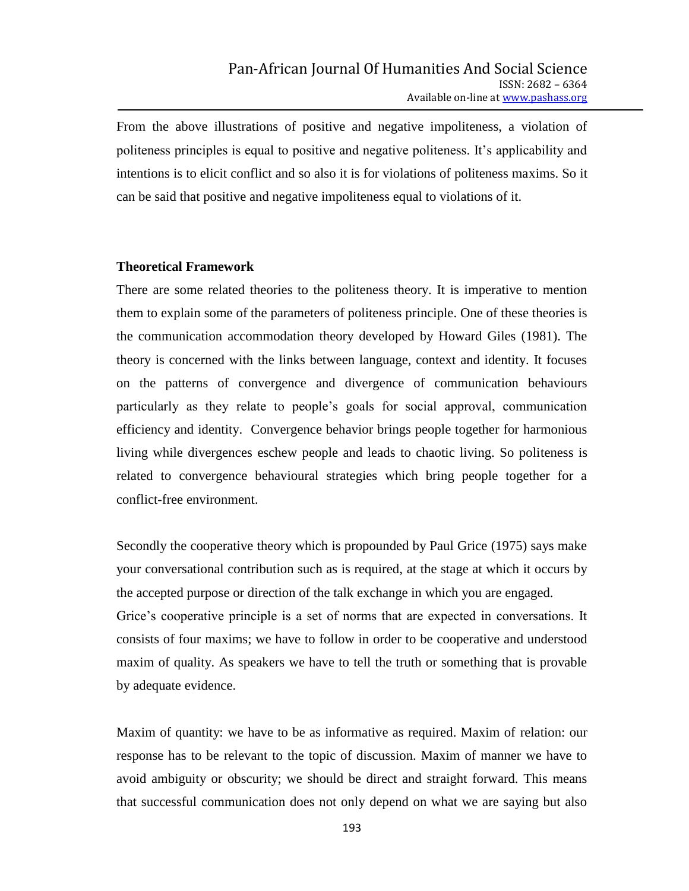From the above illustrations of positive and negative impoliteness, a violation of politeness principles is equal to positive and negative politeness. It's applicability and intentions is to elicit conflict and so also it is for violations of politeness maxims. So it can be said that positive and negative impoliteness equal to violations of it.

**Theoretical Framework**

There are some related theories to the politeness theory. It is imperative to mention them to explain some of the parameters of politeness principle. One of these theories is the communication accommodation theory developed by Howard Giles (1981). The theory is concerned with the links between language, context and identity. It focuses on the patterns of convergence and divergence of communication behaviours particularly as they relate to people's goals for social approval, communication efficiency and identity. Convergence behavior brings people together for harmonious living while divergences eschew people and leads to chaotic living. So politeness is related to convergence behavioural strategies which bring people together for a conflict-free environment.

Secondly the cooperative theory which is propounded by Paul Grice (1975) says make your conversational contribution such as is required, at the stage at which it occurs by the accepted purpose or direction of the talk exchange in which you are engaged.
Grice's cooperative principle is a set of norms that are expected in conversations. It consists of four maxims; we have to follow in order to be cooperative and understood maxim of quality. As speakers we have to tell the truth or something that is provable by adequate evidence.

Maxim of quantity: we have to be as informative as required. Maxim of relation: our response has to be relevant to the topic of discussion. Maxim of manner we have to avoid ambiguity or obscurity; we should be direct and straight forward. This means that successful communication does not only depend on what we are saying but also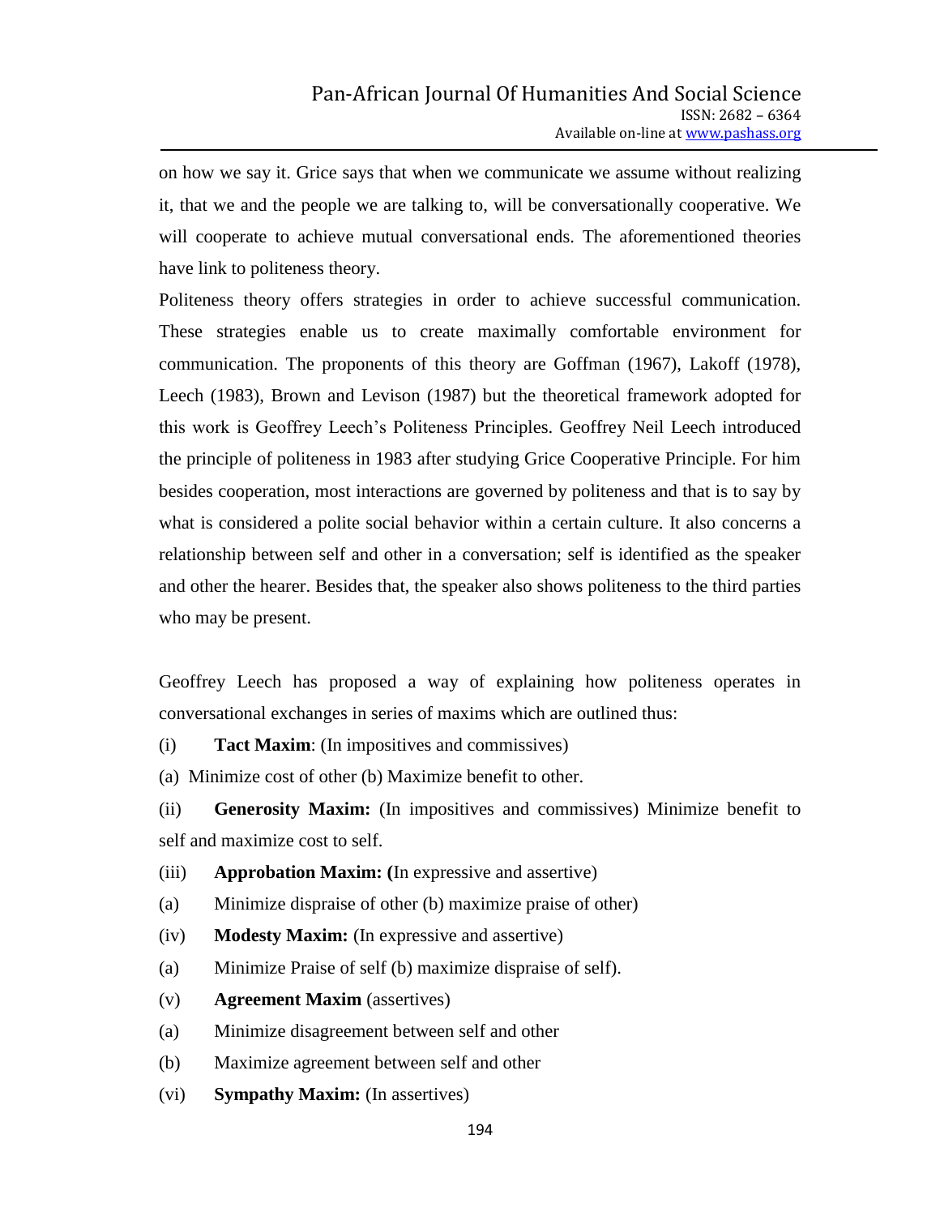on how we say it. Grice says that when we communicate we assume without realizing it, that we and the people we are talking to, will be conversationally cooperative. We will cooperate to achieve mutual conversational ends. The aforementioned theories have link to politeness theory.

Politeness theory offers strategies in order to achieve successful communication. These strategies enable us to create maximally comfortable environment for communication. The proponents of this theory are Goffman (1967), Lakoff (1978), Leech (1983), Brown and Levison (1987) but the theoretical framework adopted for this work is Geoffrey Leech's Politeness Principles. Geoffrey Neil Leech introduced the principle of politeness in 1983 after studying Grice Cooperative Principle. For him besides cooperation, most interactions are governed by politeness and that is to say by what is considered a polite social behavior within a certain culture. It also concerns a relationship between self and other in a conversation; self is identified as the speaker and other the hearer. Besides that, the speaker also shows politeness to the third parties who may be present.

Geoffrey Leech has proposed a way of explaining how politeness operates in conversational exchanges in series of maxims which are outlined thus:

(i) **Tact Maxim**: (In impositives and commissives)

(a) Minimize cost of other (b) Maximize benefit to other.

(ii) **Generosity Maxim:** (In impositives and commissives) Minimize benefit to self and maximize cost to self.

(iii) **Approbation Maxim: (**In expressive and assertive)

(a) Minimize dispraise of other (b) maximize praise of other)

(iv) **Modesty Maxim:** (In expressive and assertive)

(a) Minimize Praise of self (b) maximize dispraise of self).

(v) **Agreement Maxim** (assertives)

(a) Minimize disagreement between self and other

(b) Maximize agreement between self and other

(vi) **Sympathy Maxim:** (In assertives)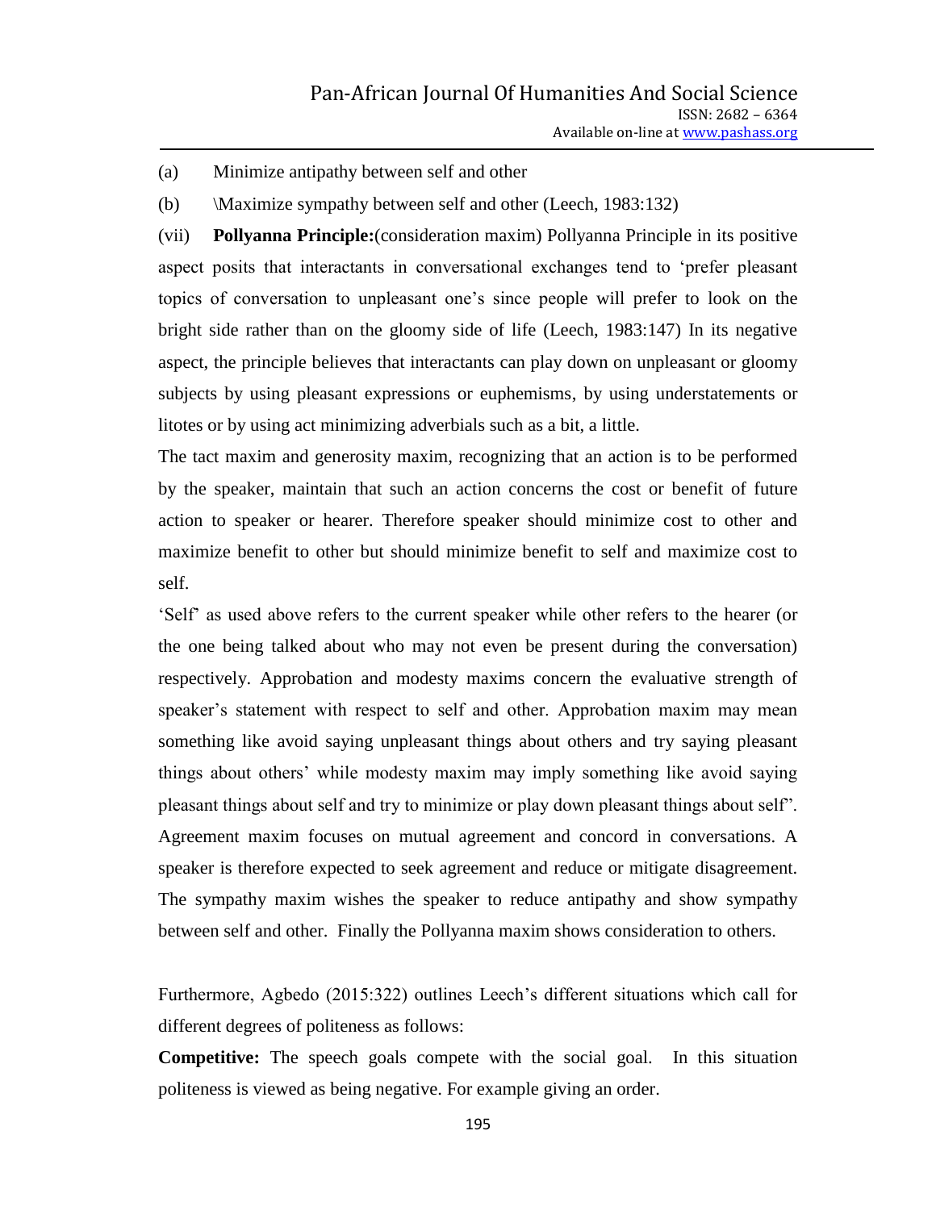(a) Minimize antipathy between self and other

(b) \Maximize sympathy between self and other (Leech, 1983:132)

(vii) **Pollyanna Principle:**(consideration maxim) Pollyanna Principle in its positive aspect posits that interactants in conversational exchanges tend to 'prefer pleasant topics of conversation to unpleasant one's since people will prefer to look on the bright side rather than on the gloomy side of life (Leech, 1983:147) In its negative aspect, the principle believes that interactants can play down on unpleasant or gloomy subjects by using pleasant expressions or euphemisms, by using understatements or litotes or by using act minimizing adverbials such as a bit, a little.

The tact maxim and generosity maxim, recognizing that an action is to be performed by the speaker, maintain that such an action concerns the cost or benefit of future action to speaker or hearer. Therefore speaker should minimize cost to other and maximize benefit to other but should minimize benefit to self and maximize cost to self.

'Self' as used above refers to the current speaker while other refers to the hearer (or the one being talked about who may not even be present during the conversation) respectively. Approbation and modesty maxims concern the evaluative strength of speaker's statement with respect to self and other. Approbation maxim may mean something like avoid saying unpleasant things about others and try saying pleasant things about others' while modesty maxim may imply something like avoid saying pleasant things about self and try to minimize or play down pleasant things about self". Agreement maxim focuses on mutual agreement and concord in conversations. A speaker is therefore expected to seek agreement and reduce or mitigate disagreement. The sympathy maxim wishes the speaker to reduce antipathy and show sympathy between self and other. Finally the Pollyanna maxim shows consideration to others.

Furthermore, Agbedo (2015:322) outlines Leech's different situations which call for different degrees of politeness as follows:

**Competitive:** The speech goals compete with the social goal. In this situation politeness is viewed as being negative. For example giving an order.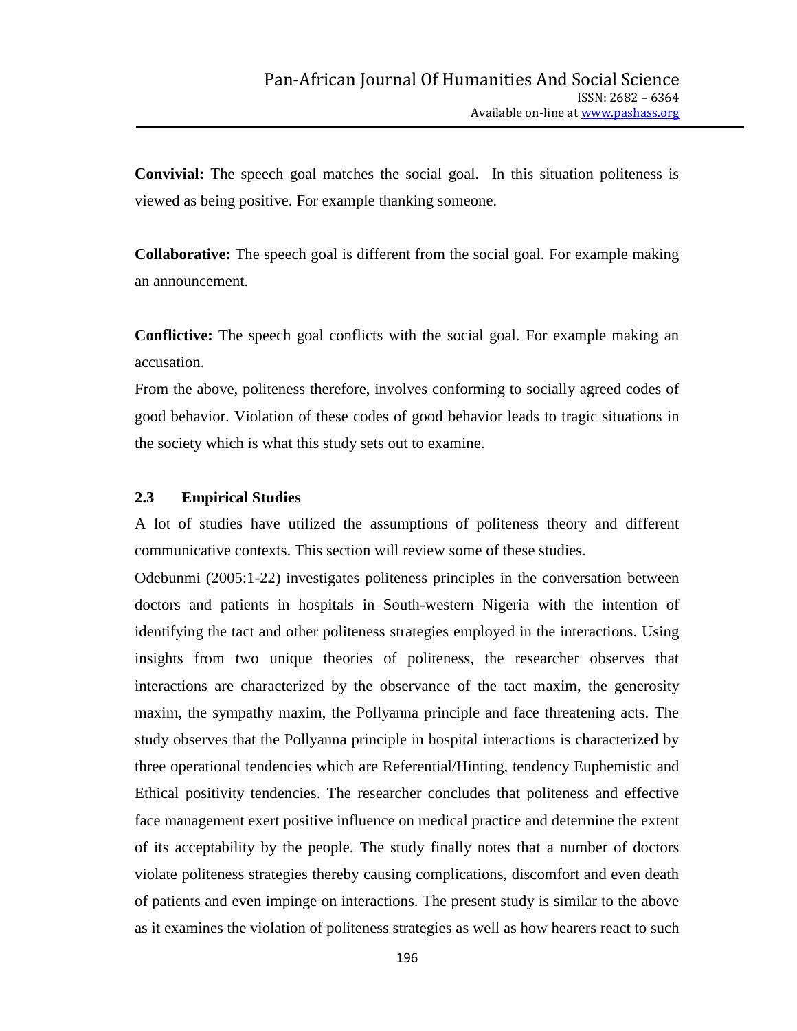**Convivial:** The speech goal matches the social goal. In this situation politeness is viewed as being positive. For example thanking someone.

**Collaborative:** The speech goal is different from the social goal. For example making an announcement.

**Conflictive:** The speech goal conflicts with the social goal. For example making an accusation.

From the above, politeness therefore, involves conforming to socially agreed codes of good behavior. Violation of these codes of good behavior leads to tragic situations in the society which is what this study sets out to examine.

### 2.3 Empirical Studies

A lot of studies have utilized the assumptions of politeness theory and different communicative contexts. This section will review some of these studies.

Odebunmi (2005:1-22) investigates politeness principles in the conversation between doctors and patients in hospitals in South-western Nigeria with the intention of identifying the tact and other politeness strategies employed in the interactions. Using insights from two unique theories of politeness, the researcher observes that interactions are characterized by the observance of the tact maxim, the generosity maxim, the sympathy maxim, the Pollyanna principle and face threatening acts. The study observes that the Pollyanna principle in hospital interactions is characterized by three operational tendencies which are Referential/Hinting, tendency Euphemistic and Ethical positivity tendencies. The researcher concludes that politeness and effective face management exert positive influence on medical practice and determine the extent of its acceptability by the people. The study finally notes that a number of doctors violate politeness strategies thereby causing complications, discomfort and even death of patients and even impinge on interactions. The present study is similar to the above as it examines the violation of politeness strategies as well as how hearers react to such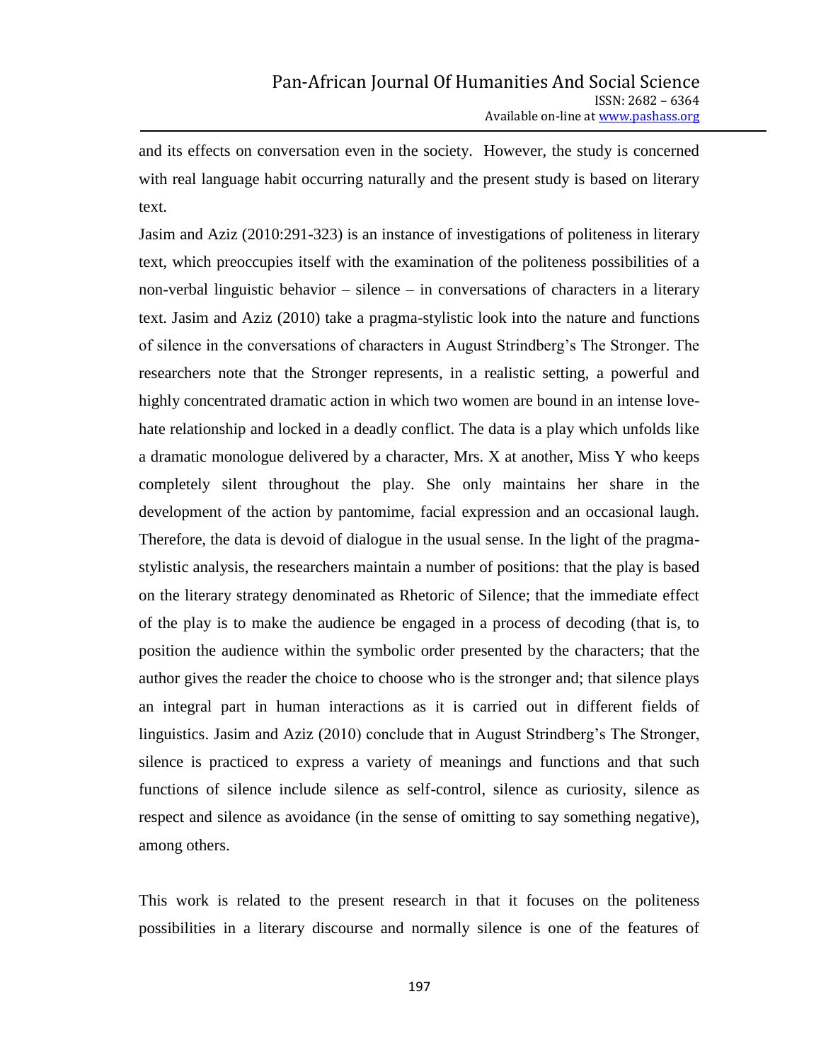and its effects on conversation even in the society. However, the study is concerned with real language habit occurring naturally and the present study is based on literary text.

Jasim and Aziz (2010:291-323) is an instance of investigations of politeness in literary text, which preoccupies itself with the examination of the politeness possibilities of a non-verbal linguistic behavior – silence – in conversations of characters in a literary text. Jasim and Aziz (2010) take a pragma-stylistic look into the nature and functions of silence in the conversations of characters in August Strindberg's The Stronger. The researchers note that the Stronger represents, in a realistic setting, a powerful and highly concentrated dramatic action in which two women are bound in an intense love-hate relationship and locked in a deadly conflict. The data is a play which unfolds like a dramatic monologue delivered by a character, Mrs. X at another, Miss Y who keeps completely silent throughout the play. She only maintains her share in the development of the action by pantomime, facial expression and an occasional laugh. Therefore, the data is devoid of dialogue in the usual sense. In the light of the pragma-stylistic analysis, the researchers maintain a number of positions: that the play is based on the literary strategy denominated as Rhetoric of Silence; that the immediate effect of the play is to make the audience be engaged in a process of decoding (that is, to position the audience within the symbolic order presented by the characters; that the author gives the reader the choice to choose who is the stronger and; that silence plays an integral part in human interactions as it is carried out in different fields of linguistics. Jasim and Aziz (2010) conclude that in August Strindberg's The Stronger, silence is practiced to express a variety of meanings and functions and that such functions of silence include silence as self-control, silence as curiosity, silence as respect and silence as avoidance (in the sense of omitting to say something negative), among others.

This work is related to the present research in that it focuses on the politeness possibilities in a literary discourse and normally silence is one of the features of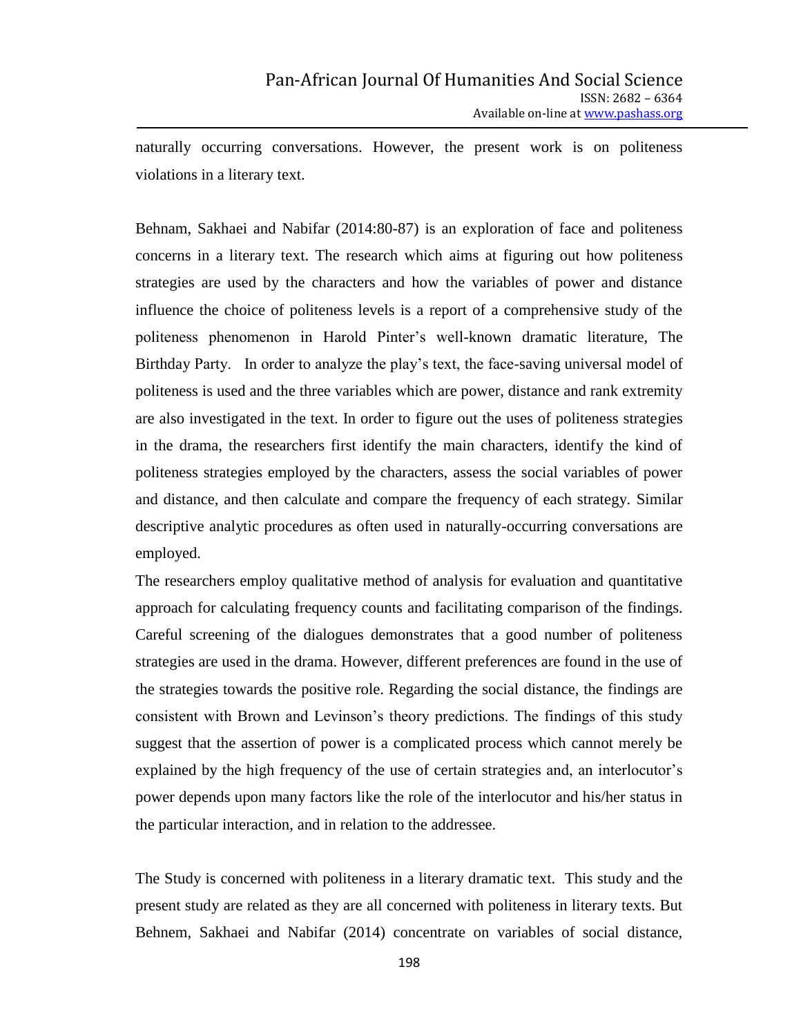naturally occurring conversations. However, the present work is on politeness violations in a literary text.

Behnam, Sakhaei and Nabifar (2014:80-87) is an exploration of face and politeness concerns in a literary text. The research which aims at figuring out how politeness strategies are used by the characters and how the variables of power and distance influence the choice of politeness levels is a report of a comprehensive study of the politeness phenomenon in Harold Pinter's well-known dramatic literature, The Birthday Party. In order to analyze the play's text, the face-saving universal model of politeness is used and the three variables which are power, distance and rank extremity are also investigated in the text. In order to figure out the uses of politeness strategies in the drama, the researchers first identify the main characters, identify the kind of politeness strategies employed by the characters, assess the social variables of power and distance, and then calculate and compare the frequency of each strategy. Similar descriptive analytic procedures as often used in naturally-occurring conversations are employed.

The researchers employ qualitative method of analysis for evaluation and quantitative approach for calculating frequency counts and facilitating comparison of the findings. Careful screening of the dialogues demonstrates that a good number of politeness strategies are used in the drama. However, different preferences are found in the use of the strategies towards the positive role. Regarding the social distance, the findings are consistent with Brown and Levinson's theory predictions. The findings of this study suggest that the assertion of power is a complicated process which cannot merely be explained by the high frequency of the use of certain strategies and, an interlocutor's power depends upon many factors like the role of the interlocutor and his/her status in the particular interaction, and in relation to the addressee.

The Study is concerned with politeness in a literary dramatic text. This study and the present study are related as they are all concerned with politeness in literary texts. But Behnem, Sakhaei and Nabifar (2014) concentrate on variables of social distance,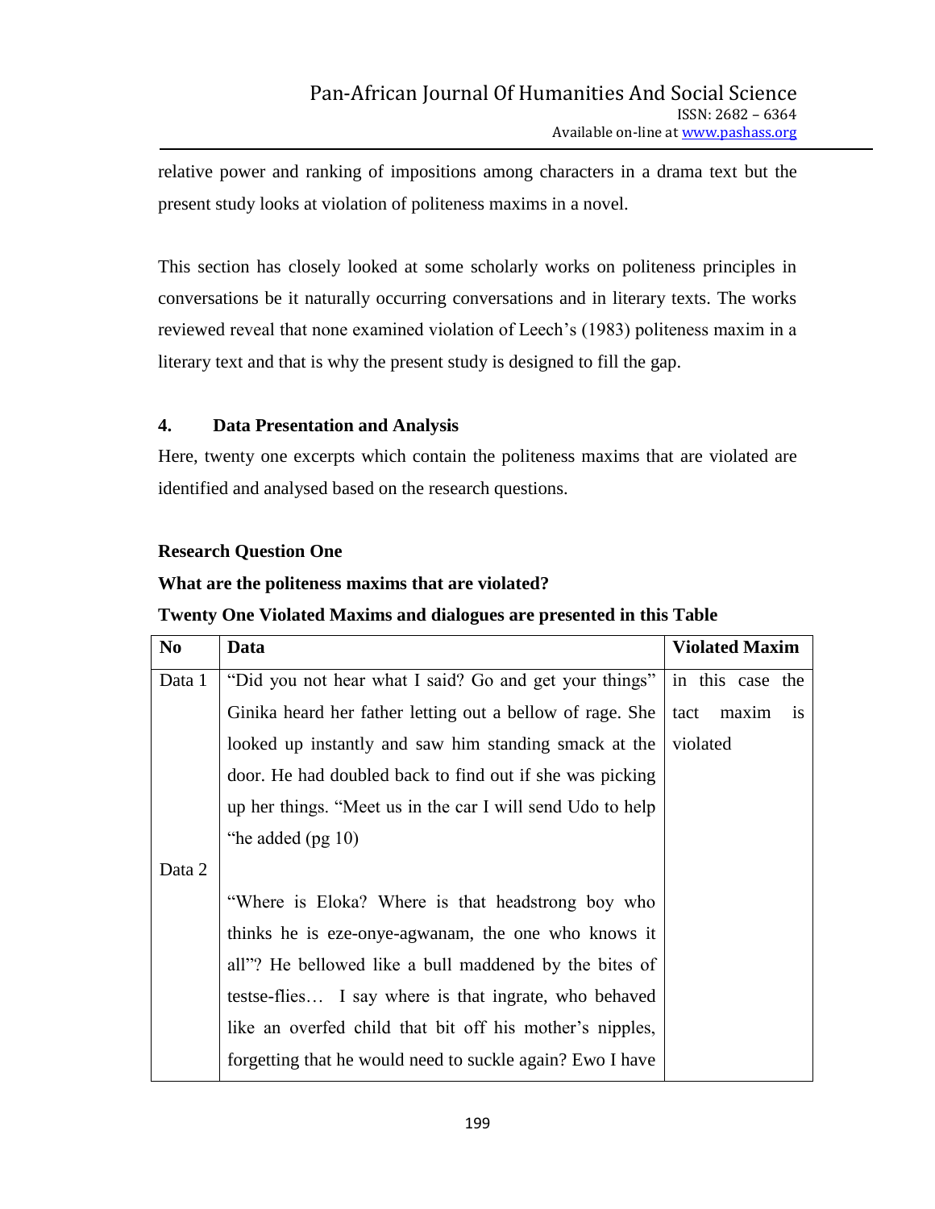relative power and ranking of impositions among characters in a drama text but the present study looks at violation of politeness maxims in a novel.

This section has closely looked at some scholarly works on politeness principles in conversations be it naturally occurring conversations and in literary texts. The works reviewed reveal that none examined violation of Leech's (1983) politeness maxim in a literary text and that is why the present study is designed to fill the gap.

## 4. Data Presentation and Analysis

Here, twenty one excerpts which contain the politeness maxims that are violated are identified and analysed based on the research questions.

**Research Question One**

**What are the politeness maxims that are violated?**

**Twenty One Violated Maxims and dialogues are presented in this Table**

| No | Data | Violated Maxim |
|---|---|---|
| Data 1 | "Did you not hear what I said? Go and get your things" Ginika heard her father letting out a bellow of rage. She looked up instantly and saw him standing smack at the door. He had doubled back to find out if she was picking up her things. "Meet us in the car I will send Udo to help "he added (pg 10) | in this case the tact maxim is violated |
| Data 2 | "Where is Eloka? Where is that headstrong boy who thinks he is eze-onye-agwanam, the one who knows it all"? He bellowed like a bull maddened by the bites of testse-flies… I say where is that ingrate, who behaved like an overfed child that bit off his mother's nipples, forgetting that he would need to suckle again? Ewo I have | |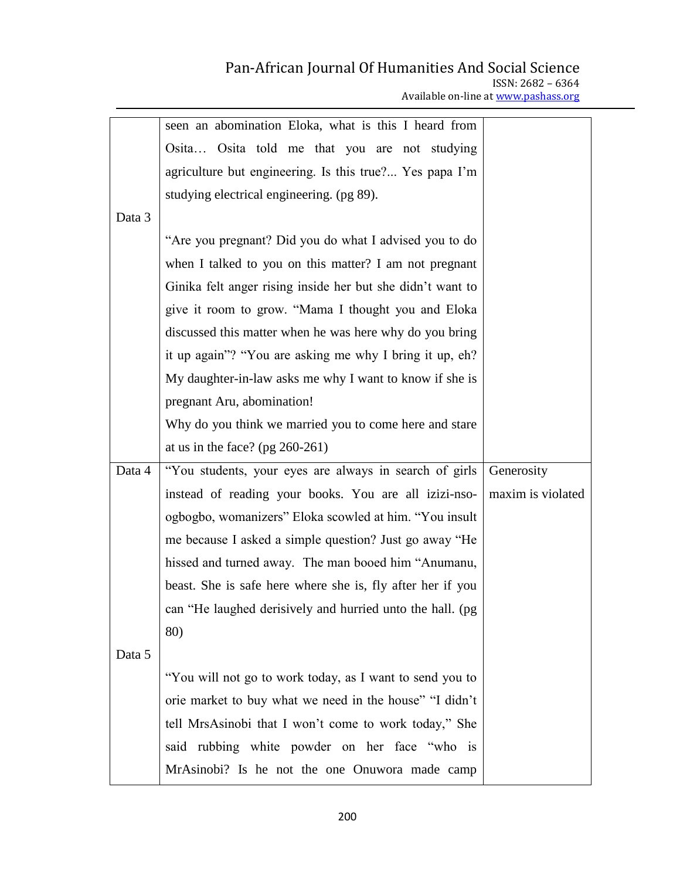| | | |
|---|---|---|
| Data 3 | seen an abomination Eloka, what is this I heard from Osita… Osita told me that you are not studying agriculture but engineering. Is this true?... Yes papa I'm studying electrical engineering. (pg 89).<br><br>"Are you pregnant? Did you do what I advised you to do when I talked to you on this matter? I am not pregnant Ginika felt anger rising inside her but she didn't want to give it room to grow. "Mama I thought you and Eloka discussed this matter when he was here why do you bring it up again"? "You are asking me why I bring it up, eh? My daughter-in-law asks me why I want to know if she is pregnant Aru, abomination!<br>Why do you think we married you to come here and stare at us in the face? (pg 260-261) | |
| Data 4<br><br>Data 5 | "You students, your eyes are always in search of girls instead of reading your books. You are all izizi-nso-ogbogbo, womanizers" Eloka scowled at him. "You insult me because I asked a simple question? Just go away "He hissed and turned away. The man booed him "Anumanu, beast. She is safe here where she is, fly after her if you can "He laughed derisively and hurried unto the hall. (pg 80)<br><br>"You will not go to work today, as I want to send you to orie market to buy what we need in the house" "I didn't tell MrsAsinobi that I won't come to work today," She said rubbing white powder on her face "who is MrAsinobi? Is he not the one Onuwora made camp | Generosity maxim is violated |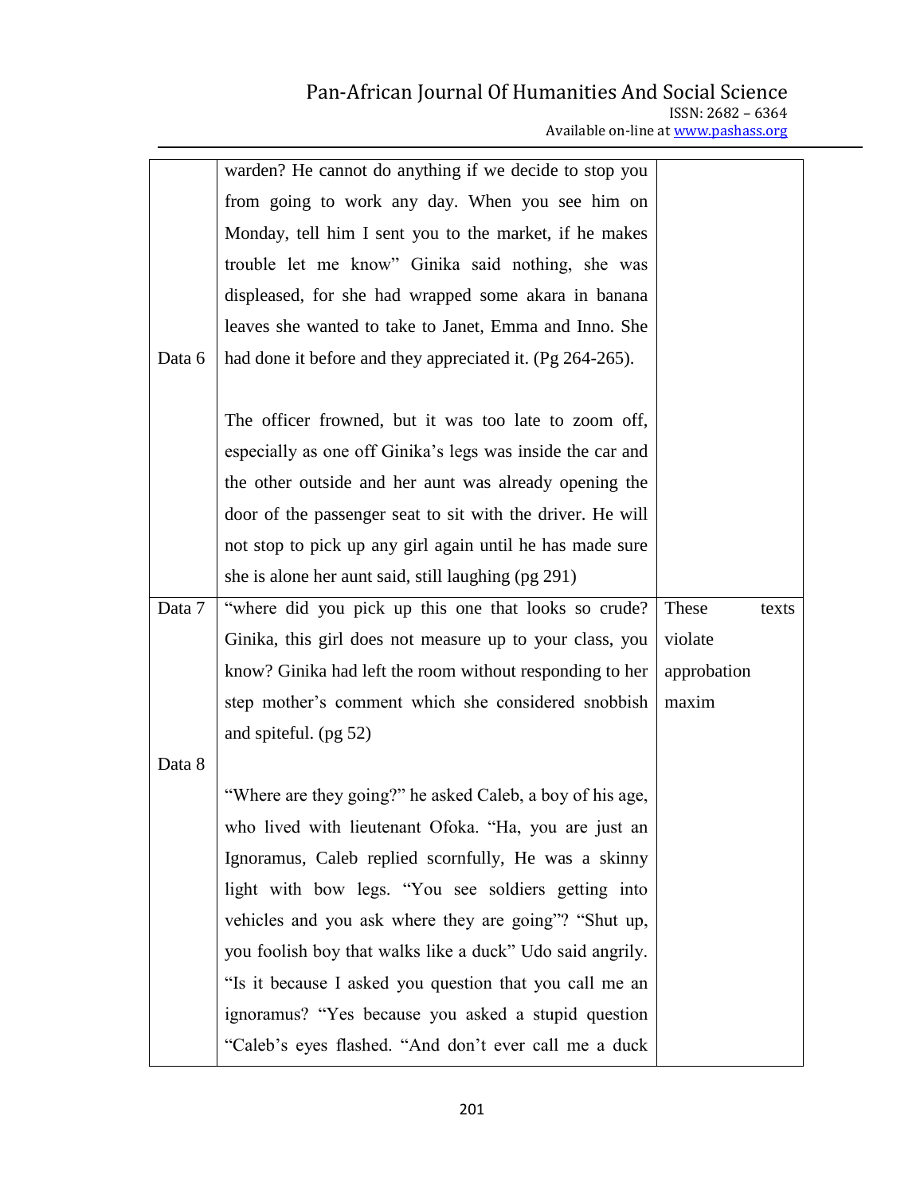| | | |
|---|---|---|
| Data 6 | warden? He cannot do anything if we decide to stop you from going to work any day. When you see him on Monday, tell him I sent you to the market, if he makes trouble let me know" Ginika said nothing, she was displeased, for she had wrapped some akara in banana leaves she wanted to take to Janet, Emma and Inno. She had done it before and they appreciated it. (Pg 264-265).<br><br>The officer frowned, but it was too late to zoom off, especially as one off Ginika's legs was inside the car and the other outside and her aunt was already opening the door of the passenger seat to sit with the driver. He will not stop to pick up any girl again until he has made sure she is alone her aunt said, still laughing (pg 291) | |
| Data 7<br><br><br><br><br>Data 8 | "where did you pick up this one that looks so crude? Ginika, this girl does not measure up to your class, you know? Ginika had left the room without responding to her step mother's comment which she considered snobbish and spiteful. (pg 52)<br><br>"Where are they going?" he asked Caleb, a boy of his age, who lived with lieutenant Ofoka. "Ha, you are just an Ignoramus, Caleb replied scornfully, He was a skinny light with bow legs. "You see soldiers getting into vehicles and you ask where they are going"? "Shut up, you foolish boy that walks like a duck" Udo said angrily. "Is it because I asked you question that you call me an ignoramus? "Yes because you asked a stupid question "Caleb's eyes flashed. "And don't ever call me a duck | These texts violate approbation maxim |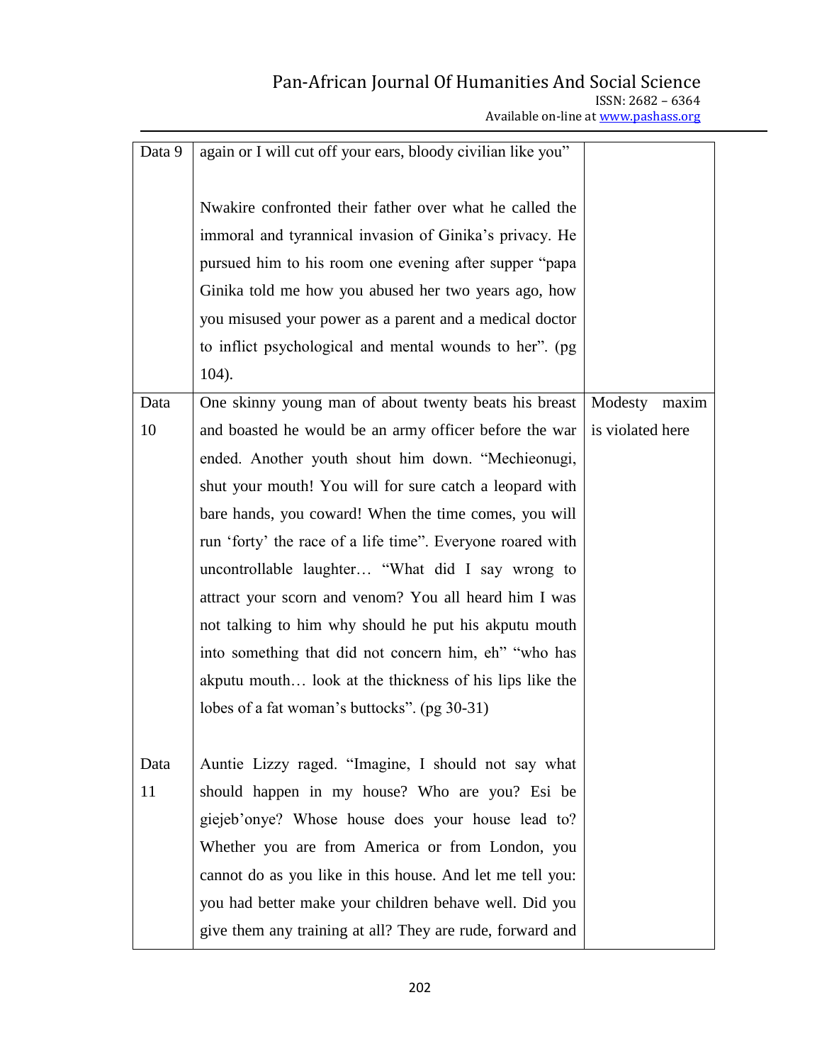| Data 9 | again or I will cut off your ears, bloody civilian like you"<br><br>Nwakire confronted their father over what he called the immoral and tyrannical invasion of Ginika's privacy. He pursued him to his room one evening after supper "papa Ginika told me how you abused her two years ago, how you misused your power as a parent and a medical doctor to inflict psychological and mental wounds to her". (pg 104). | |
|---|---|---|
| Data 10 | One skinny young man of about twenty beats his breast and boasted he would be an army officer before the war ended. Another youth shout him down. "Mechieonugi, shut your mouth! You will for sure catch a leopard with bare hands, you coward! When the time comes, you will run 'forty' the race of a life time". Everyone roared with uncontrollable laughter… "What did I say wrong to attract your scorn and venom? You all heard him I was not talking to him why should he put his akputu mouth into something that did not concern him, eh" "who has akputu mouth… look at the thickness of his lips like the lobes of a fat woman's buttocks". (pg 30-31) | Modesty maxim is violated here |
| Data 11 | Auntie Lizzy raged. "Imagine, I should not say what should happen in my house? Who are you? Esi be giejeb'onye? Whose house does your house lead to? Whether you are from America or from London, you cannot do as you like in this house. And let me tell you: you had better make your children behave well. Did you give them any training at all? They are rude, forward and | |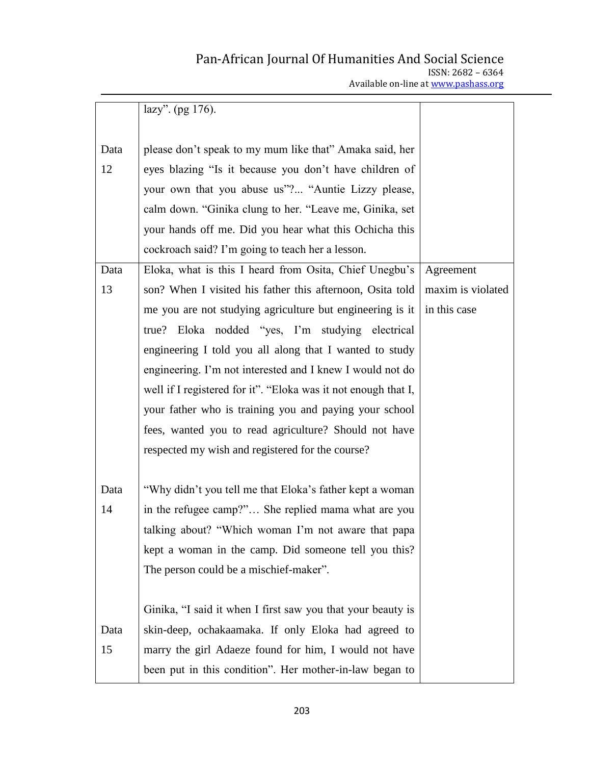| | | |
|---|---|---|
| | lazy". (pg 176). | |
| Data 12 | please don't speak to my mum like that" Amaka said, her eyes blazing "Is it because you don't have children of your own that you abuse us"?... "Auntie Lizzy please, calm down. "Ginika clung to her. "Leave me, Ginika, set your hands off me. Did you hear what this Ochicha this cockroach said? I'm going to teach her a lesson. | |
| Data 13 | Eloka, what is this I heard from Osita, Chief Unegbu's son? When I visited his father this afternoon, Osita told me you are not studying agriculture but engineering is it true? Eloka nodded "yes, I'm studying electrical engineering I told you all along that I wanted to study engineering. I'm not interested and I knew I would not do well if I registered for it". "Eloka was it not enough that I, your father who is training you and paying your school fees, wanted you to read agriculture? Should not have respected my wish and registered for the course? | Agreement maxim is violated in this case |
| Data 14 | "Why didn't you tell me that Eloka's father kept a woman in the refugee camp?"… She replied mama what are you talking about? "Which woman I'm not aware that papa kept a woman in the camp. Did someone tell you this? The person could be a mischief-maker". | |
| Data 15 | Ginika, "I said it when I first saw you that your beauty is skin-deep, ochakaamaka. If only Eloka had agreed to marry the girl Adaeze found for him, I would not have been put in this condition". Her mother-in-law began to | |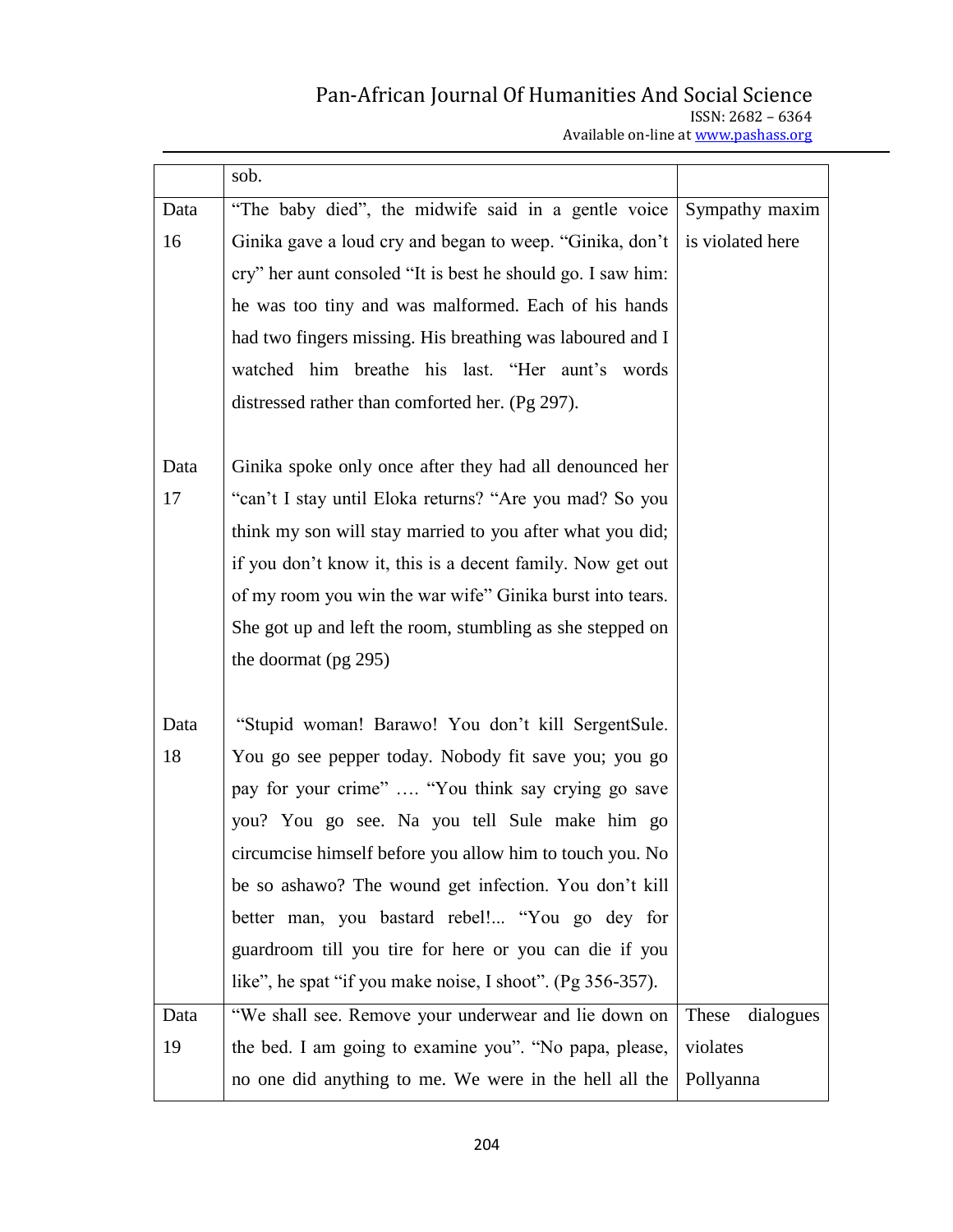| | | |
|---|---|---|
| | sob. | |
| Data 16 | "The baby died", the midwife said in a gentle voice Ginika gave a loud cry and began to weep. "Ginika, don't cry" her aunt consoled "It is best he should go. I saw him: he was too tiny and was malformed. Each of his hands had two fingers missing. His breathing was laboured and I watched him breathe his last. "Her aunt's words distressed rather than comforted her. (Pg 297).<br><br>Data 17 Ginika spoke only once after they had all denounced her "can't I stay until Eloka returns? "Are you mad? So you think my son will stay married to you after what you did; if you don't know it, this is a decent family. Now get out of my room you win the war wife" Ginika burst into tears. She got up and left the room, stumbling as she stepped on the doormat (pg 295)<br><br>Data 18 "Stupid woman! Barawo! You don't kill SergentSule. You go see pepper today. Nobody fit save you; you go pay for your crime" …. "You think say crying go save you? You go see. Na you tell Sule make him go circumcise himself before you allow him to touch you. No be so ashawo? The wound get infection. You don't kill better man, you bastard rebel!... "You go dey for guardroom till you tire for here or you can die if you like", he spat "if you make noise, I shoot". (Pg 356-357). | Sympathy maxim is violated here |
| Data 19 | "We shall see. Remove your underwear and lie down on the bed. I am going to examine you". "No papa, please, no one did anything to me. We were in the hell all the | These dialogues violates Pollyanna |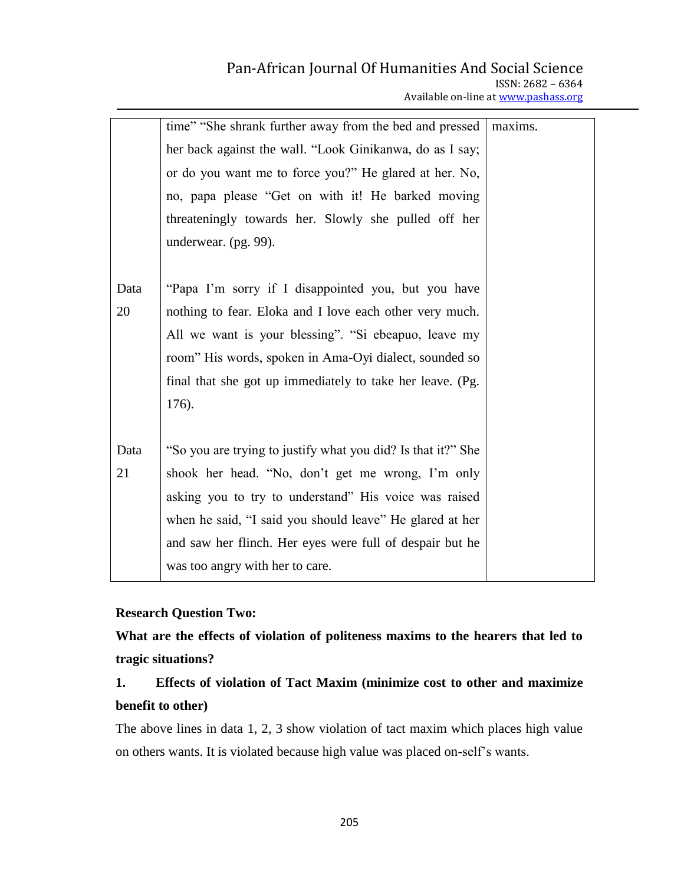| | | |
|---|---|---|
| | time" "She shrank further away from the bed and pressed her back against the wall. "Look Ginikanwa, do as I say; or do you want me to force you?" He glared at her. No, no, papa please "Get on with it! He barked moving threateningly towards her. Slowly she pulled off her underwear. (pg. 99). | maxims. |
| Data 20 | "Papa I'm sorry if I disappointed you, but you have nothing to fear. Eloka and I love each other very much. All we want is your blessing". "Si ebeapuo, leave my room" His words, spoken in Ama-Oyi dialect, sounded so final that she got up immediately to take her leave. (Pg. 176). | |
| Data 21 | "So you are trying to justify what you did? Is that it?" She shook her head. "No, don't get me wrong, I'm only asking you to try to understand" His voice was raised when he said, "I said you should leave" He glared at her and saw her flinch. Her eyes were full of despair but he was too angry with her to care. | |

**Research Question Two:**

**What are the effects of violation of politeness maxims to the hearers that led to tragic situations?**

**1. Effects of violation of Tact Maxim (minimize cost to other and maximize benefit to other)**

The above lines in data 1, 2, 3 show violation of tact maxim which places high value on others wants. It is violated because high value was placed on-self's wants.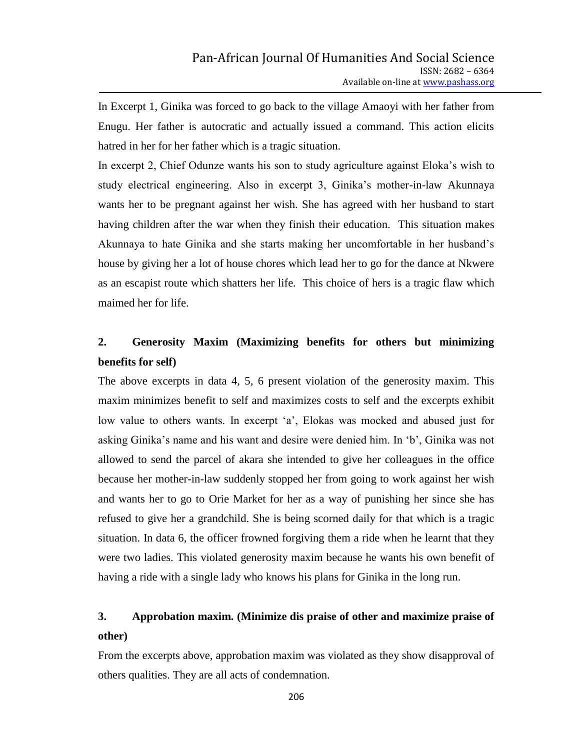In Excerpt 1, Ginika was forced to go back to the village Amaoyi with her father from Enugu. Her father is autocratic and actually issued a command. This action elicits hatred in her for her father which is a tragic situation.

In excerpt 2, Chief Odunze wants his son to study agriculture against Eloka's wish to study electrical engineering. Also in excerpt 3, Ginika's mother-in-law Akunnaya wants her to be pregnant against her wish. She has agreed with her husband to start having children after the war when they finish their education. This situation makes Akunnaya to hate Ginika and she starts making her uncomfortable in her husband's house by giving her a lot of house chores which lead her to go for the dance at Nkwere as an escapist route which shatters her life. This choice of hers is a tragic flaw which maimed her for life.

## 2. Generosity Maxim (Maximizing benefits for others but minimizing benefits for self)

The above excerpts in data 4, 5, 6 present violation of the generosity maxim. This maxim minimizes benefit to self and maximizes costs to self and the excerpts exhibit low value to others wants. In excerpt 'a', Elokas was mocked and abused just for asking Ginika's name and his want and desire were denied him. In 'b', Ginika was not allowed to send the parcel of akara she intended to give her colleagues in the office because her mother-in-law suddenly stopped her from going to work against her wish and wants her to go to Orie Market for her as a way of punishing her since she has refused to give her a grandchild. She is being scorned daily for that which is a tragic situation. In data 6, the officer frowned forgiving them a ride when he learnt that they were two ladies. This violated generosity maxim because he wants his own benefit of having a ride with a single lady who knows his plans for Ginika in the long run.

## 3. Approbation maxim. (Minimize dis praise of other and maximize praise of other)

From the excerpts above, approbation maxim was violated as they show disapproval of others qualities. They are all acts of condemnation.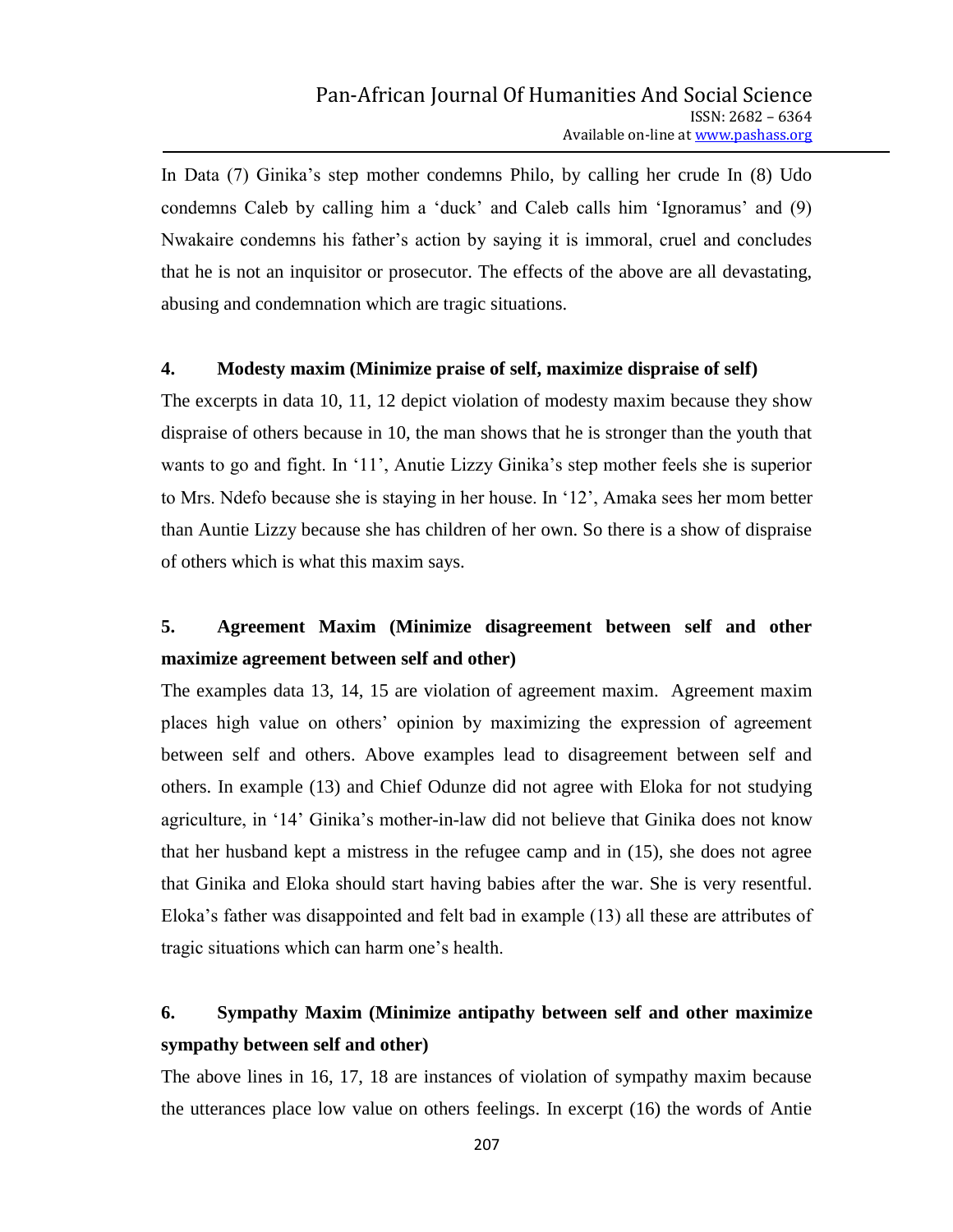In Data (7) Ginika's step mother condemns Philo, by calling her crude In (8) Udo condemns Caleb by calling him a 'duck' and Caleb calls him 'Ignoramus' and (9) Nwakaire condemns his father's action by saying it is immoral, cruel and concludes that he is not an inquisitor or prosecutor. The effects of the above are all devastating, abusing and condemnation which are tragic situations.

**4. Modesty maxim (Minimize praise of self, maximize dispraise of self)**

The excerpts in data 10, 11, 12 depict violation of modesty maxim because they show dispraise of others because in 10, the man shows that he is stronger than the youth that wants to go and fight. In '11', Anutie Lizzy Ginika's step mother feels she is superior to Mrs. Ndefo because she is staying in her house. In '12', Amaka sees her mom better than Auntie Lizzy because she has children of her own. So there is a show of dispraise of others which is what this maxim says.

**5. Agreement Maxim (Minimize disagreement between self and other maximize agreement between self and other)**

The examples data 13, 14, 15 are violation of agreement maxim. Agreement maxim places high value on others' opinion by maximizing the expression of agreement between self and others. Above examples lead to disagreement between self and others. In example (13) and Chief Odunze did not agree with Eloka for not studying agriculture, in '14' Ginika's mother-in-law did not believe that Ginika does not know that her husband kept a mistress in the refugee camp and in (15), she does not agree that Ginika and Eloka should start having babies after the war. She is very resentful. Eloka's father was disappointed and felt bad in example (13) all these are attributes of tragic situations which can harm one's health.

**6. Sympathy Maxim (Minimize antipathy between self and other maximize sympathy between self and other)**

The above lines in 16, 17, 18 are instances of violation of sympathy maxim because the utterances place low value on others feelings. In excerpt (16) the words of Antie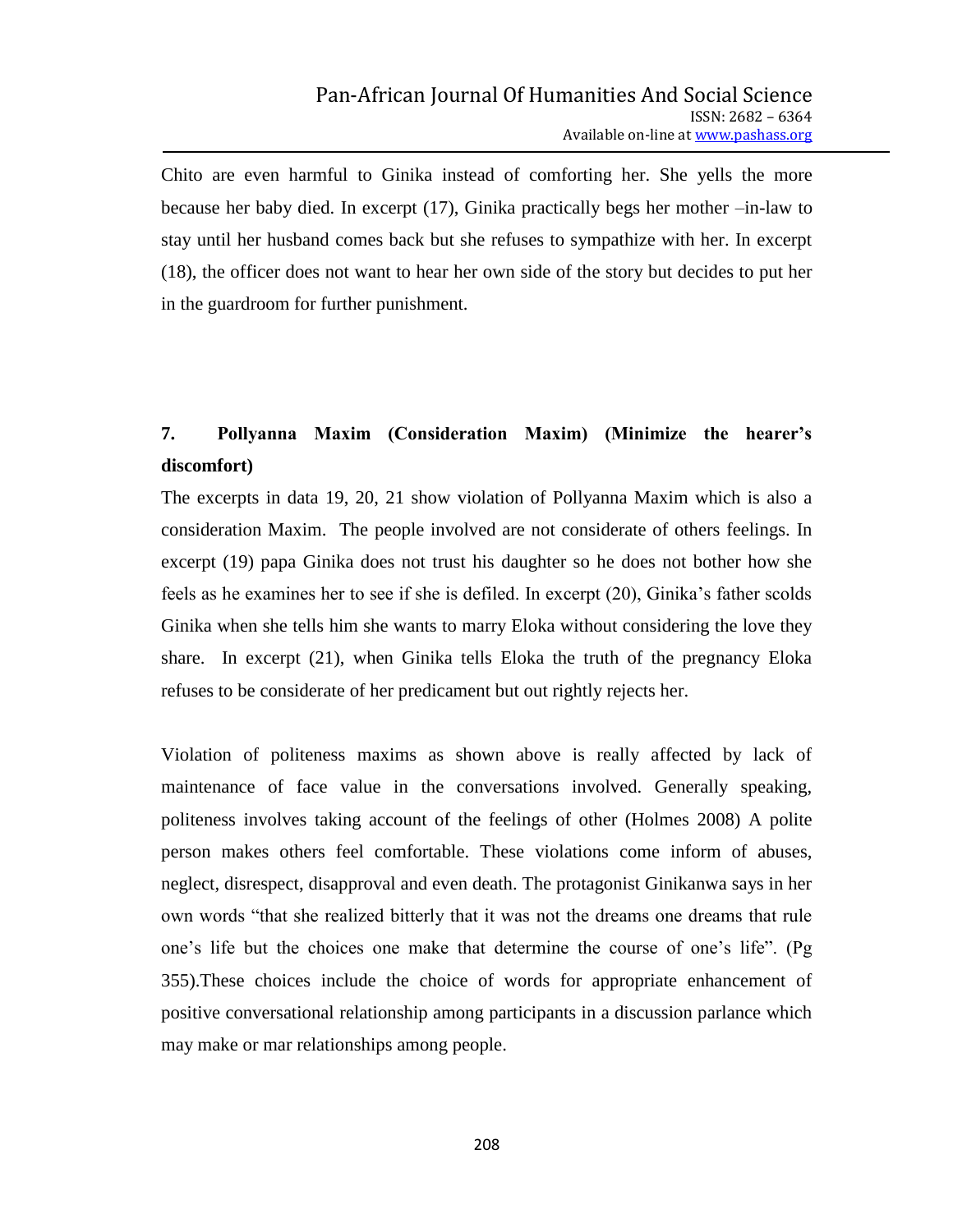Chito are even harmful to Ginika instead of comforting her. She yells the more because her baby died. In excerpt (17), Ginika practically begs her mother –in-law to stay until her husband comes back but she refuses to sympathize with her. In excerpt (18), the officer does not want to hear her own side of the story but decides to put her in the guardroom for further punishment.

## 7. Pollyanna Maxim (Consideration Maxim) (Minimize the hearer's discomfort)

The excerpts in data 19, 20, 21 show violation of Pollyanna Maxim which is also a consideration Maxim. The people involved are not considerate of others feelings. In excerpt (19) papa Ginika does not trust his daughter so he does not bother how she feels as he examines her to see if she is defiled. In excerpt (20), Ginika's father scolds Ginika when she tells him she wants to marry Eloka without considering the love they share. In excerpt (21), when Ginika tells Eloka the truth of the pregnancy Eloka refuses to be considerate of her predicament but out rightly rejects her.

Violation of politeness maxims as shown above is really affected by lack of maintenance of face value in the conversations involved. Generally speaking, politeness involves taking account of the feelings of other (Holmes 2008) A polite person makes others feel comfortable. These violations come inform of abuses, neglect, disrespect, disapproval and even death. The protagonist Ginikanwa says in her own words "that she realized bitterly that it was not the dreams one dreams that rule one's life but the choices one make that determine the course of one's life". (Pg 355).These choices include the choice of words for appropriate enhancement of positive conversational relationship among participants in a discussion parlance which may make or mar relationships among people.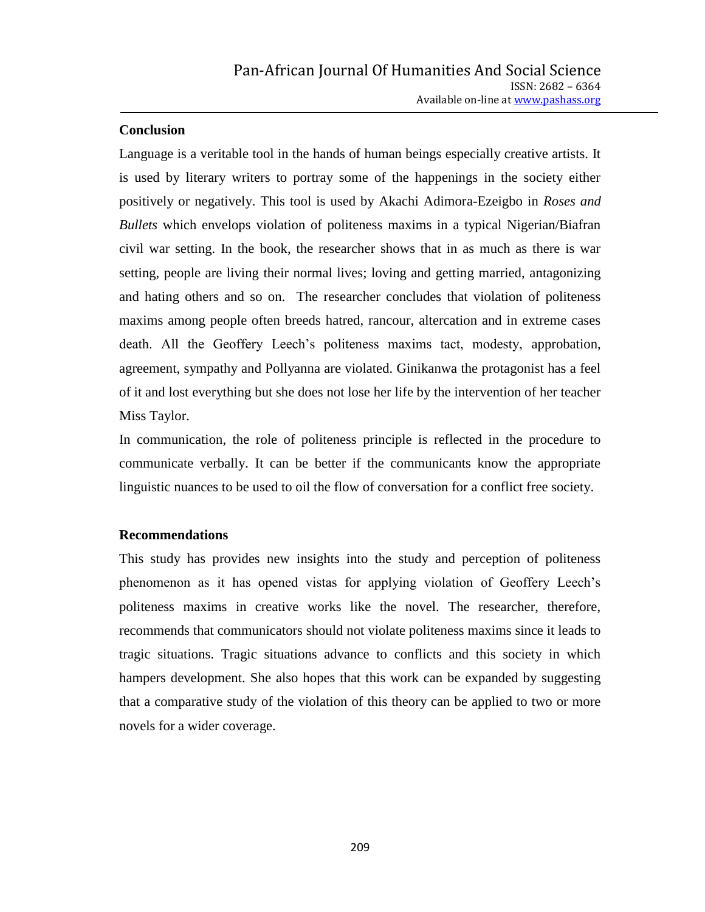## Conclusion

Language is a veritable tool in the hands of human beings especially creative artists. It is used by literary writers to portray some of the happenings in the society either positively or negatively. This tool is used by Akachi Adimora-Ezeigbo in *Roses and Bullets* which envelops violation of politeness maxims in a typical Nigerian/Biafran civil war setting. In the book, the researcher shows that in as much as there is war setting, people are living their normal lives; loving and getting married, antagonizing and hating others and so on. The researcher concludes that violation of politeness maxims among people often breeds hatred, rancour, altercation and in extreme cases death. All the Geoffery Leech's politeness maxims tact, modesty, approbation, agreement, sympathy and Pollyanna are violated. Ginikanwa the protagonist has a feel of it and lost everything but she does not lose her life by the intervention of her teacher Miss Taylor.

In communication, the role of politeness principle is reflected in the procedure to communicate verbally. It can be better if the communicants know the appropriate linguistic nuances to be used to oil the flow of conversation for a conflict free society.

## Recommendations

This study has provides new insights into the study and perception of politeness phenomenon as it has opened vistas for applying violation of Geoffery Leech's politeness maxims in creative works like the novel. The researcher, therefore, recommends that communicators should not violate politeness maxims since it leads to tragic situations. Tragic situations advance to conflicts and this society in which hampers development. She also hopes that this work can be expanded by suggesting that a comparative study of the violation of this theory can be applied to two or more novels for a wider coverage.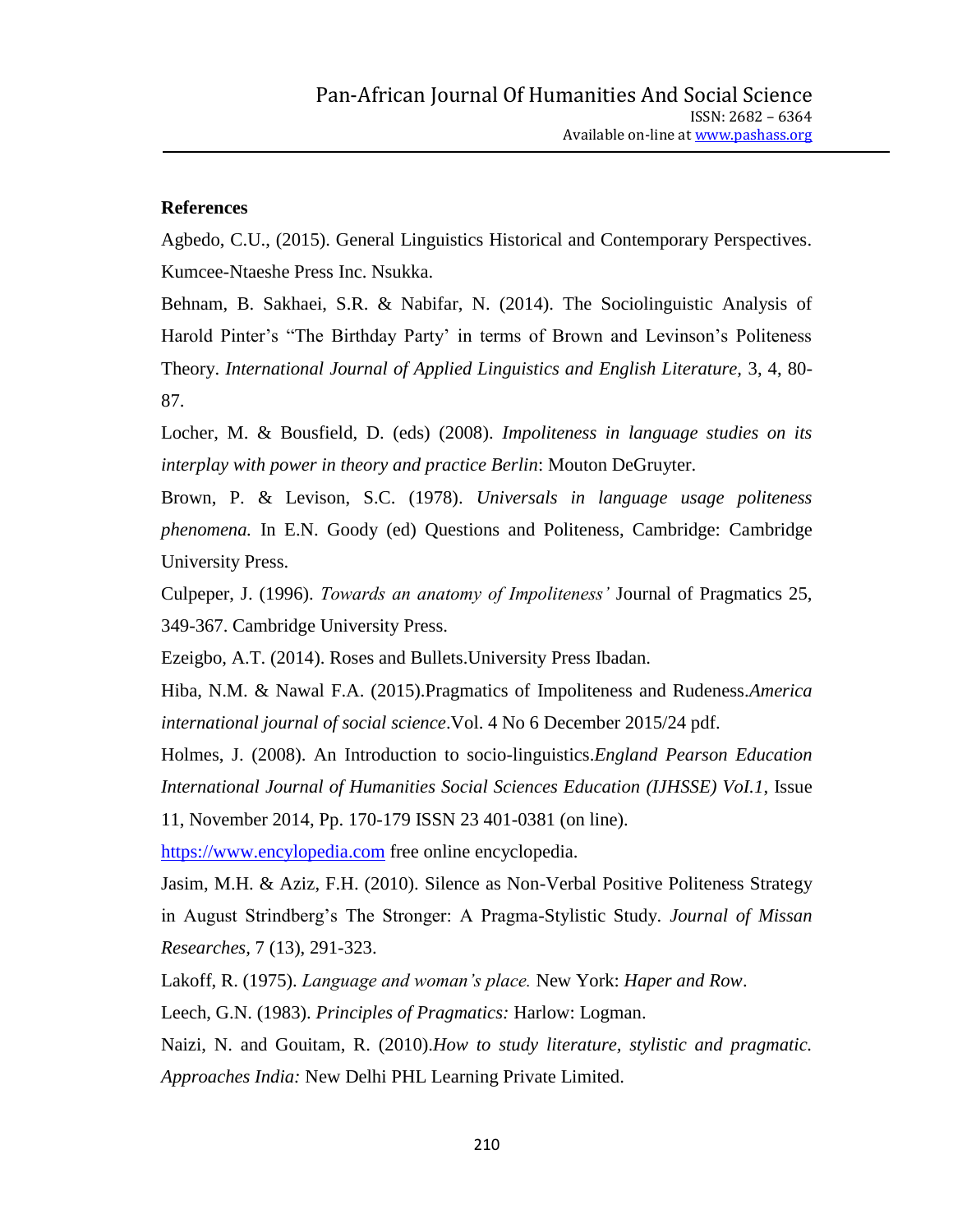**References**

Agbedo, C.U., (2015). General Linguistics Historical and Contemporary Perspectives. Kumcee-Ntaeshe Press Inc. Nsukka.

Behnam, B. Sakhaei, S.R. & Nabifar, N. (2014). The Sociolinguistic Analysis of Harold Pinter's "The Birthday Party' in terms of Brown and Levinson's Politeness Theory. *International Journal of Applied Linguistics and English Literature,* 3, 4, 80-87.

Locher, M. & Bousfield, D. (eds) (2008). *Impoliteness in language studies on its interplay with power in theory and practice Berlin*: Mouton DeGruyter.

Brown, P. & Levison, S.C. (1978). *Universals in language usage politeness phenomena.* In E.N. Goody (ed) Questions and Politeness, Cambridge: Cambridge University Press.

Culpeper, J. (1996). *Towards an anatomy of Impoliteness'* Journal of Pragmatics 25, 349-367. Cambridge University Press.

Ezeigbo, A.T. (2014). Roses and Bullets.University Press Ibadan.

Hiba, N.M. & Nawal F.A. (2015).Pragmatics of Impoliteness and Rudeness.*America international journal of social science*.Vol. 4 No 6 December 2015/24 pdf.

Holmes, J. (2008). An Introduction to socio-linguistics.*England Pearson Education International Journal of Humanities Social Sciences Education (IJHSSE) VoI.1*, Issue 11, November 2014, Pp. 170-179 ISSN 23 401-0381 (on line).

https://www.encylopedia.com free online encyclopedia.

Jasim, M.H. & Aziz, F.H. (2010). Silence as Non-Verbal Positive Politeness Strategy in August Strindberg's The Stronger: A Pragma-Stylistic Study. *Journal of Missan Researches,* 7 (13), 291-323.

Lakoff, R. (1975). *Language and woman's place.* New York: *Haper and Row*.

Leech, G.N. (1983). *Principles of Pragmatics:* Harlow: Logman.

Naizi, N. and Gouitam, R. (2010).*How to study literature, stylistic and pragmatic. Approaches India:* New Delhi PHL Learning Private Limited.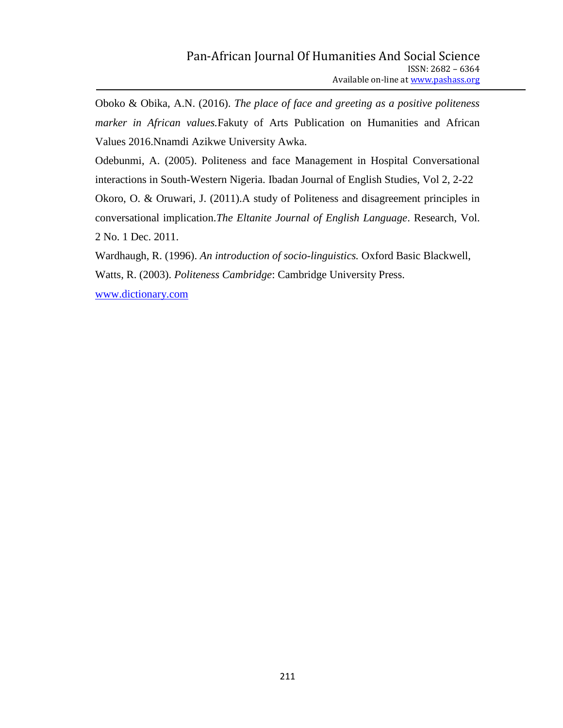Oboko & Obika, A.N. (2016). *The place of face and greeting as a positive politeness marker in African values.*Fakuty of Arts Publication on Humanities and African Values 2016.Nnamdi Azikwe University Awka.

Odebunmi, A. (2005). Politeness and face Management in Hospital Conversational interactions in South-Western Nigeria. Ibadan Journal of English Studies, Vol 2, 2-22

Okoro, O. & Oruwari, J. (2011).A study of Politeness and disagreement principles in conversational implication.*The Eltanite Journal of English Language*. Research, Vol. 2 No. 1 Dec. 2011.

Wardhaugh, R. (1996). *An introduction of socio-linguistics.* Oxford Basic Blackwell,

Watts, R. (2003). *Politeness Cambridge*: Cambridge University Press.

www.dictionary.com